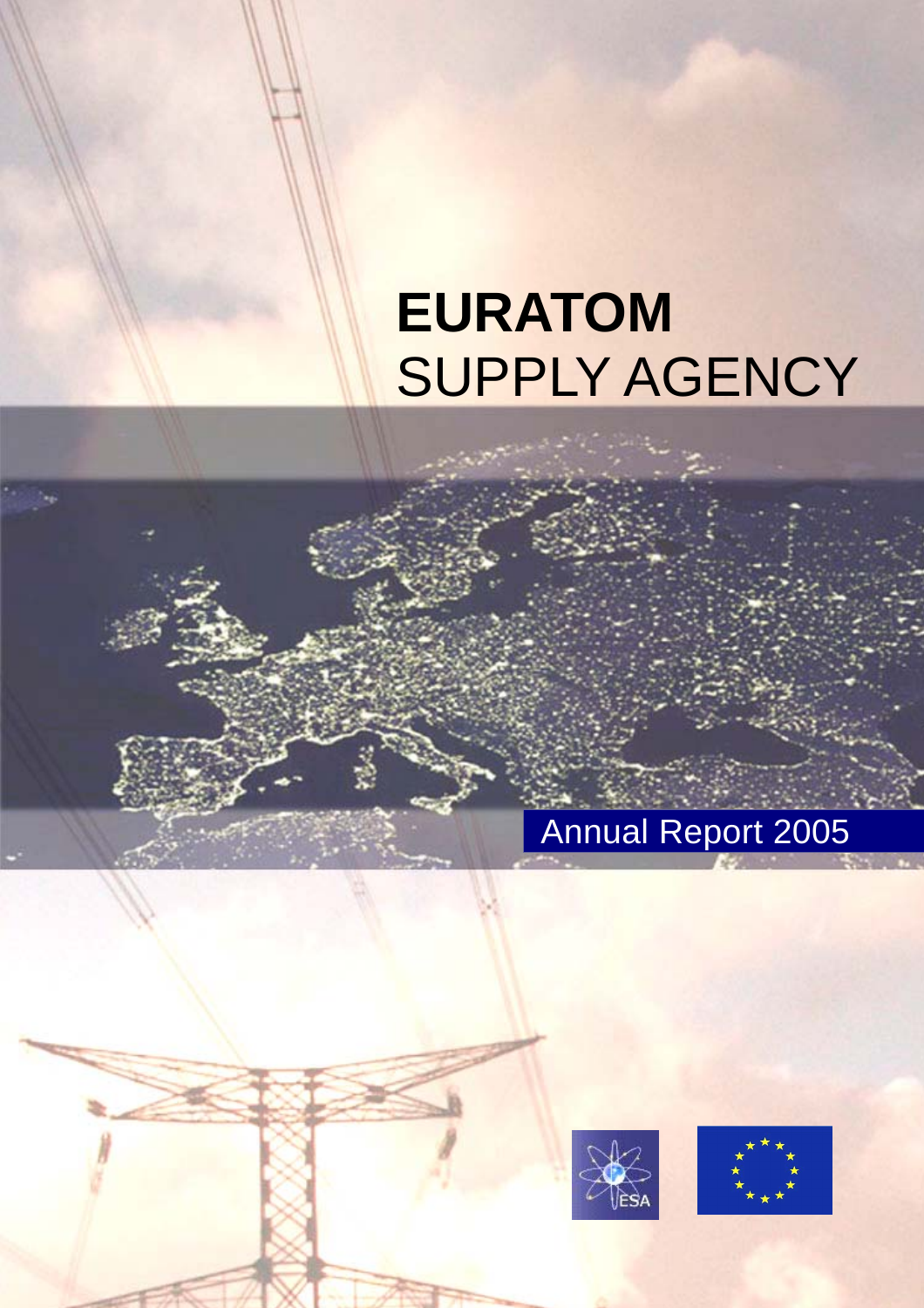# EURATOM SUPPLY AGENCY

## Annual Report 2005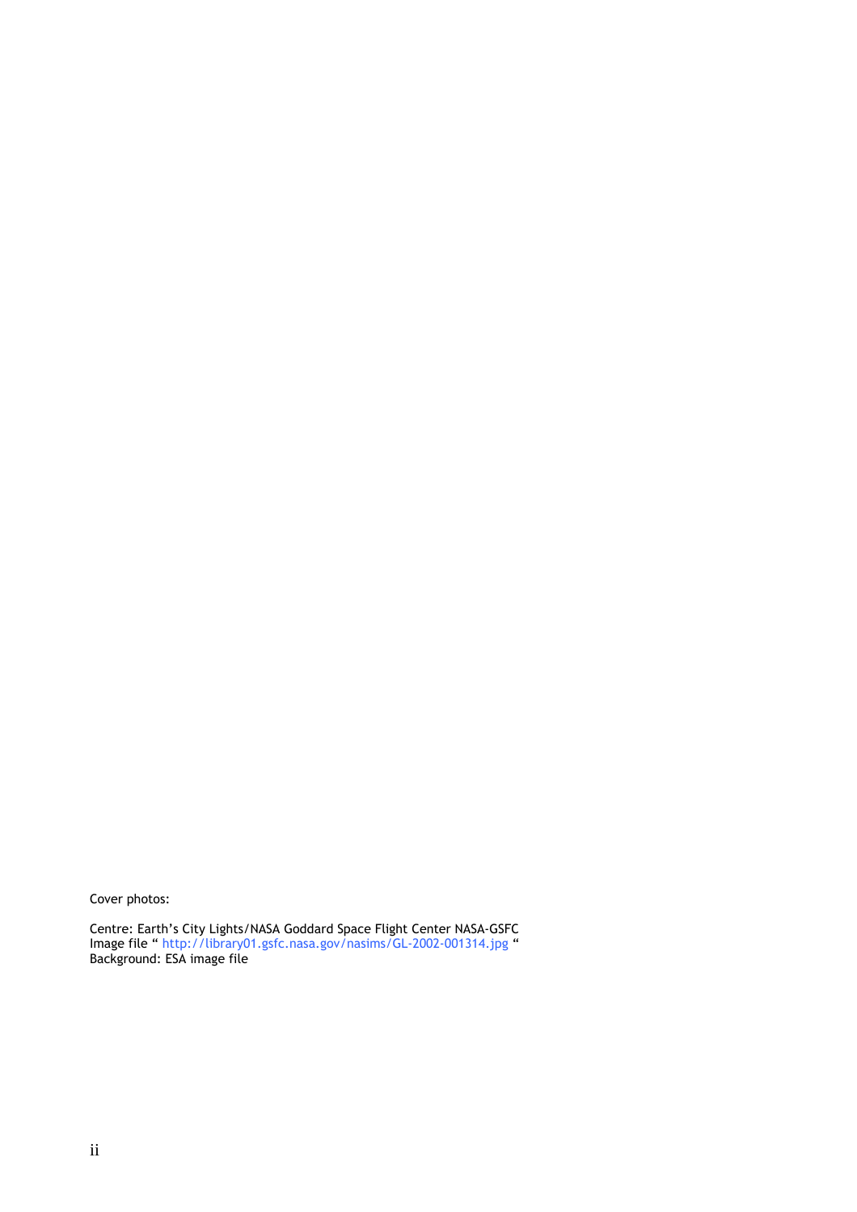Cover photos:

Centre: Earth's City Lights/NASA Goddard Space Flight Center NASA-GSFC
Image file " http://library01.gsfc.nasa.gov/nasims/GL-2002-001314.jpg "
Background: ESA image file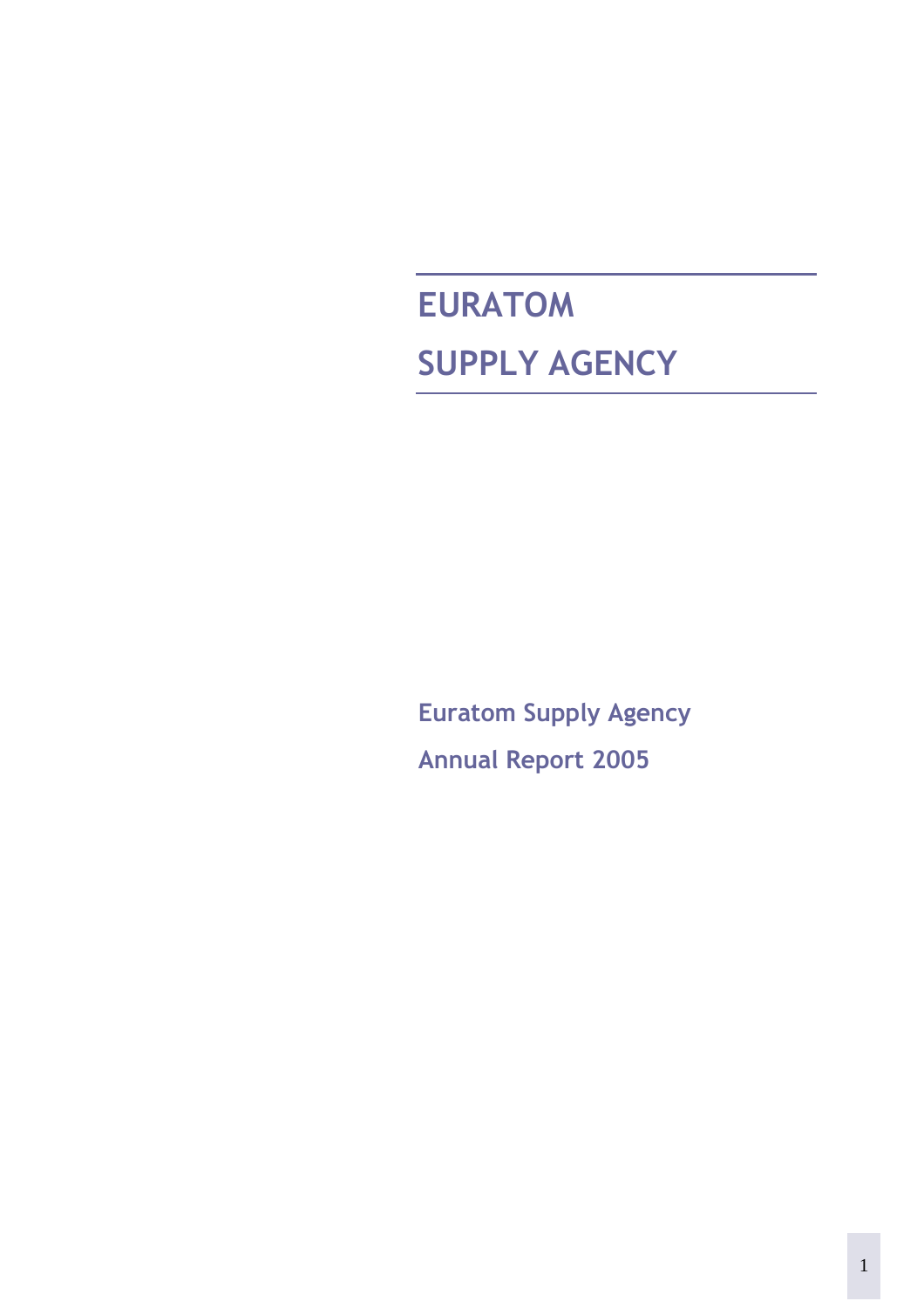# EURATOM

# SUPPLY AGENCY

**Euratom Supply Agency**

**Annual Report 2005**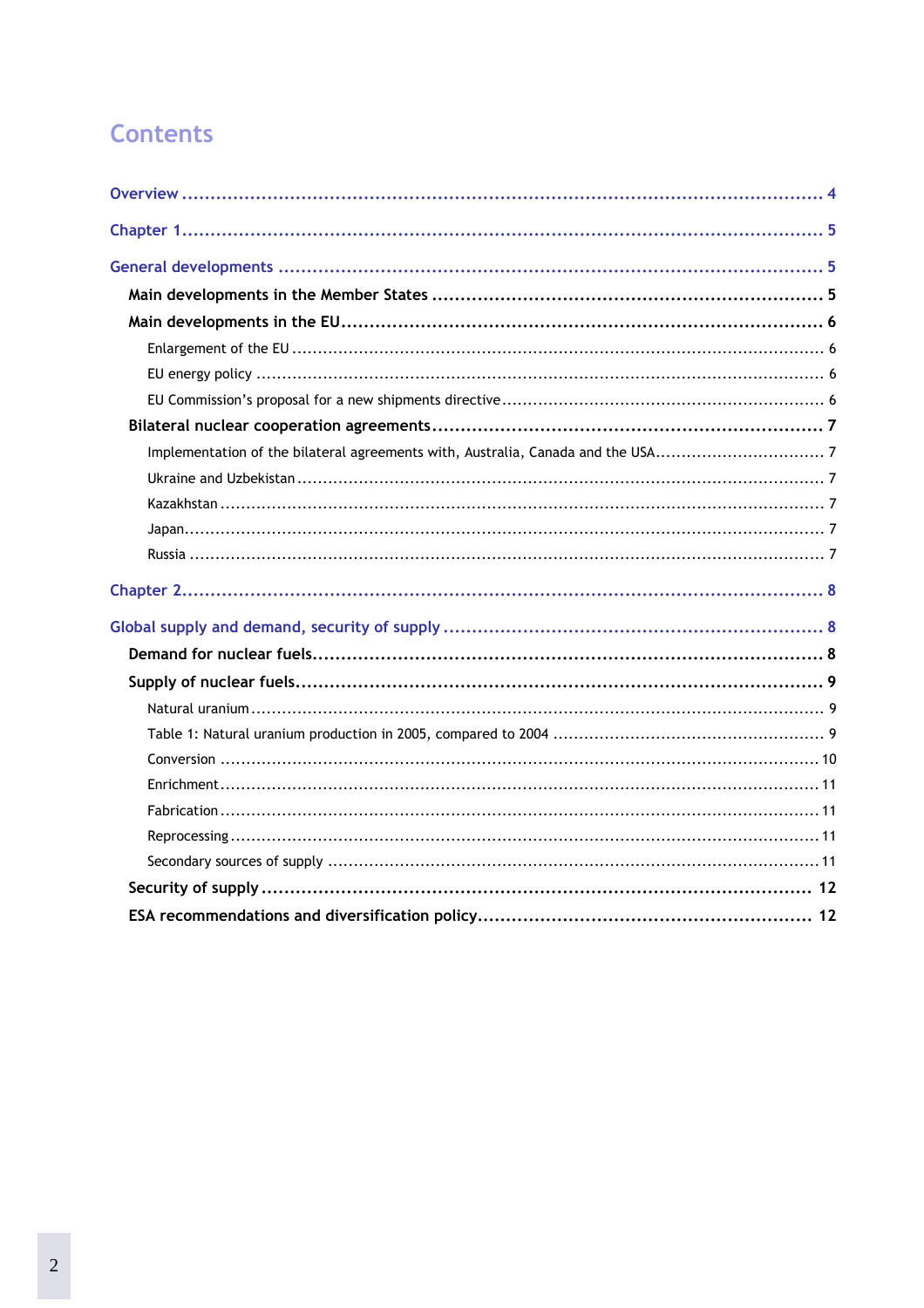# Contents

Overview ........................................................................................................ 4

Chapter 1........................................................................................................ 5

General developments ...................................................................................... 5

Main developments in the Member States ......................................................... 5

Main developments in the EU........................................................................... 6

Enlargement of the EU ......................................................................................... 6

EU energy policy ................................................................................................ 6

EU Commission's proposal for a new shipments directive ........................................ 6

Bilateral nuclear cooperation agreements........................................................... 7

Implementation of the bilateral agreements with, Australia, Canada and the USA.......... 7

Ukraine and Uzbekistan ....................................................................................... 7

Kazakhstan ........................................................................................................ 7

Japan................................................................................................................. 7

Russia ............................................................................................................... 7

Chapter 2........................................................................................................ 8

Global supply and demand, security of supply ..................................................... 8

Demand for nuclear fuels................................................................................... 8

Supply of nuclear fuels...................................................................................... 9

Natural uranium .................................................................................................. 9

Table 1: Natural uranium production in 2005, compared to 2004 ................................ 9

Conversion ....................................................................................................... 10

Enrichment ....................................................................................................... 11

Fabrication ....................................................................................................... 11

Reprocessing ..................................................................................................... 11

Secondary sources of supply ............................................................................... 11

Security of supply .......................................................................................... 12

ESA recommendations and diversification policy................................................ 12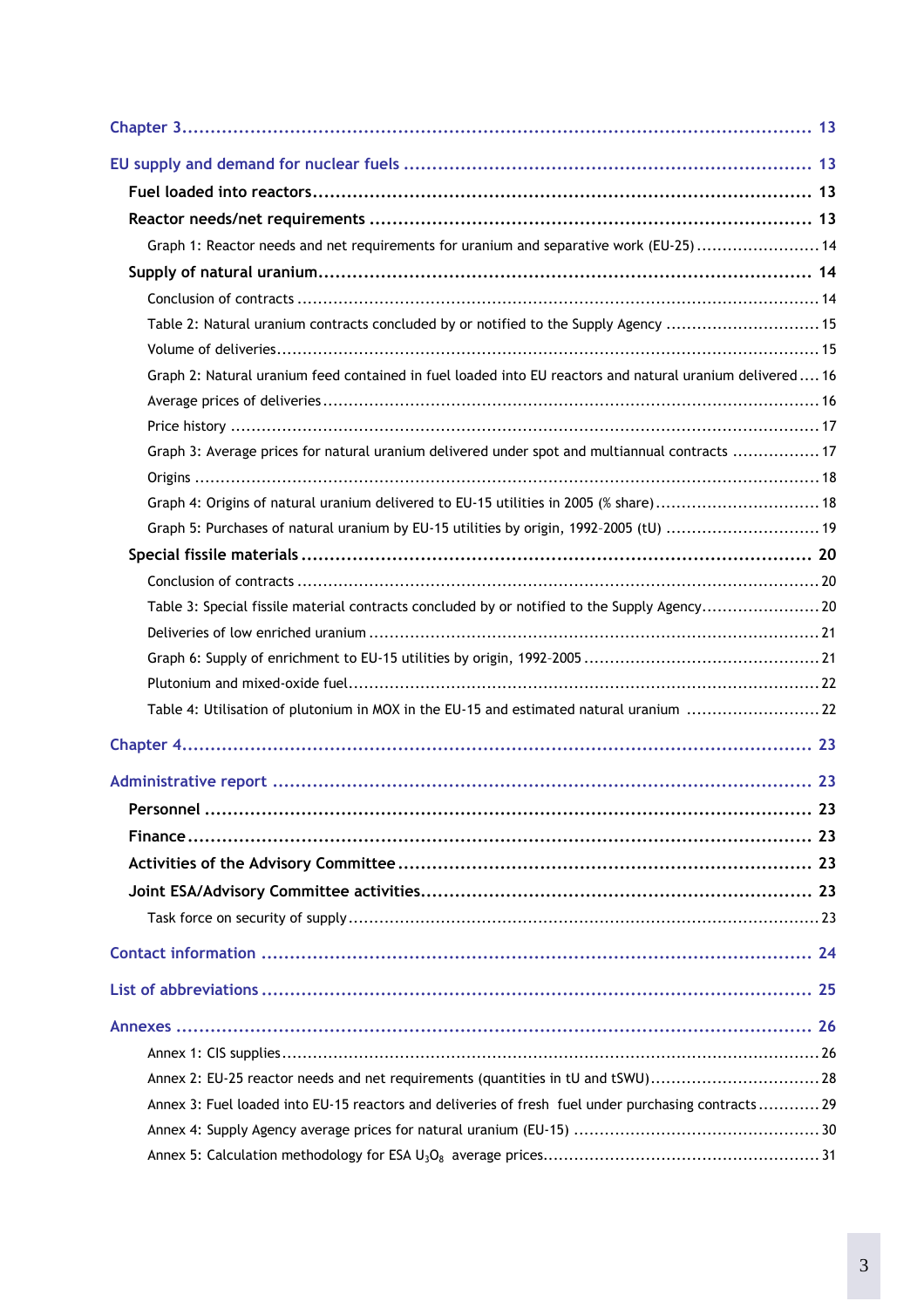Chapter 3 ..... 13

EU supply and demand for nuclear fuels ..... 13

- Fuel loaded into reactors ..... 13
- Reactor needs/net requirements ..... 13
  - Graph 1: Reactor needs and net requirements for uranium and separative work (EU-25) ..... 14
- Supply of natural uranium ..... 14
  - Conclusion of contracts ..... 14
  - Table 2: Natural uranium contracts concluded by or notified to the Supply Agency ..... 15
  - Volume of deliveries ..... 15
  - Graph 2: Natural uranium feed contained in fuel loaded into EU reactors and natural uranium delivered ..... 16
  - Average prices of deliveries ..... 16
  - Price history ..... 17
  - Graph 3: Average prices for natural uranium delivered under spot and multiannual contracts ..... 17
  - Origins ..... 18
  - Graph 4: Origins of natural uranium delivered to EU-15 utilities in 2005 (% share) ..... 18
  - Graph 5: Purchases of natural uranium by EU-15 utilities by origin, 1992–2005 (tU) ..... 19
- Special fissile materials ..... 20
  - Conclusion of contracts ..... 20
  - Table 3: Special fissile material contracts concluded by or notified to the Supply Agency ..... 20
  - Deliveries of low enriched uranium ..... 21
  - Graph 6: Supply of enrichment to EU-15 utilities by origin, 1992–2005 ..... 21
  - Plutonium and mixed-oxide fuel ..... 22
  - Table 4: Utilisation of plutonium in MOX in the EU-15 and estimated natural uranium ..... 22

Chapter 4 ..... 23

Administrative report ..... 23

- Personnel ..... 23
- Finance ..... 23
- Activities of the Advisory Committee ..... 23
- Joint ESA/Advisory Committee activities ..... 23
  - Task force on security of supply ..... 23

Contact information ..... 24

List of abbreviations ..... 25

Annexes ..... 26

- Annex 1: CIS supplies ..... 26
- Annex 2: EU-25 reactor needs and net requirements (quantities in tU and tSWU) ..... 28
- Annex 3: Fuel loaded into EU-15 reactors and deliveries of fresh fuel under purchasing contracts ..... 29
- Annex 4: Supply Agency average prices for natural uranium (EU-15) ..... 30
- Annex 5: Calculation methodology for ESA $U_3O_8$ average prices ..... 31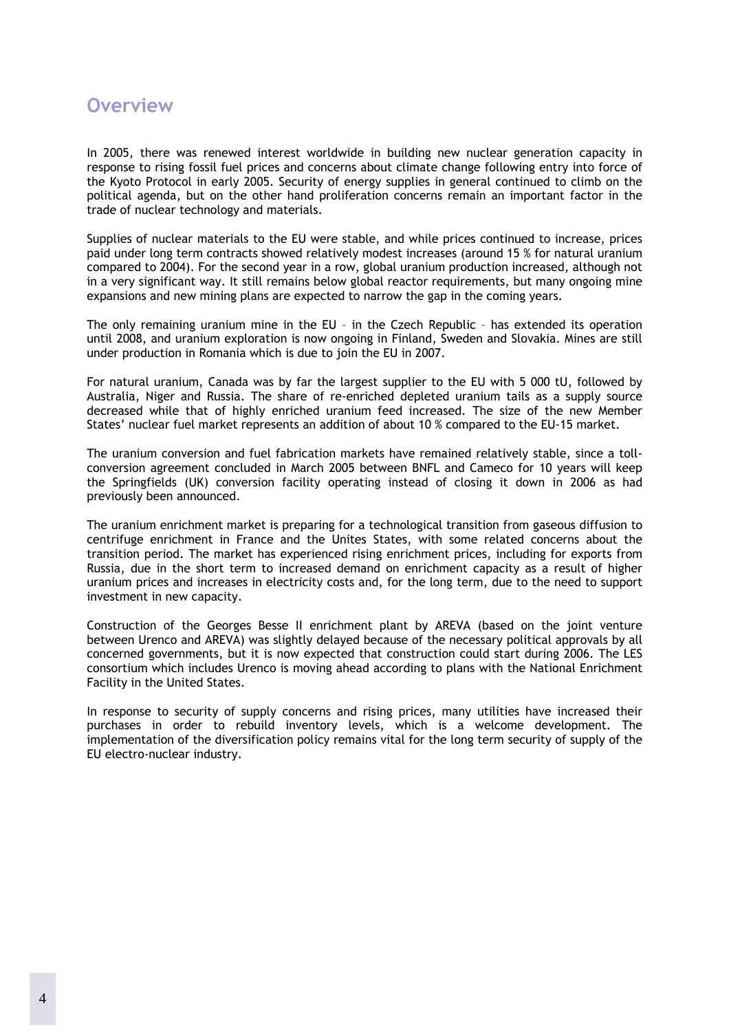# Overview

In 2005, there was renewed interest worldwide in building new nuclear generation capacity in response to rising fossil fuel prices and concerns about climate change following entry into force of the Kyoto Protocol in early 2005. Security of energy supplies in general continued to climb on the political agenda, but on the other hand proliferation concerns remain an important factor in the trade of nuclear technology and materials.

Supplies of nuclear materials to the EU were stable, and while prices continued to increase, prices paid under long term contracts showed relatively modest increases (around 15 % for natural uranium compared to 2004). For the second year in a row, global uranium production increased, although not in a very significant way. It still remains below global reactor requirements, but many ongoing mine expansions and new mining plans are expected to narrow the gap in the coming years.

The only remaining uranium mine in the EU – in the Czech Republic – has extended its operation until 2008, and uranium exploration is now ongoing in Finland, Sweden and Slovakia. Mines are still under production in Romania which is due to join the EU in 2007.

For natural uranium, Canada was by far the largest supplier to the EU with 5 000 tU, followed by Australia, Niger and Russia. The share of re-enriched depleted uranium tails as a supply source decreased while that of highly enriched uranium feed increased. The size of the new Member States' nuclear fuel market represents an addition of about 10 % compared to the EU-15 market.

The uranium conversion and fuel fabrication markets have remained relatively stable, since a toll-conversion agreement concluded in March 2005 between BNFL and Cameco for 10 years will keep the Springfields (UK) conversion facility operating instead of closing it down in 2006 as had previously been announced.

The uranium enrichment market is preparing for a technological transition from gaseous diffusion to centrifuge enrichment in France and the Unites States, with some related concerns about the transition period. The market has experienced rising enrichment prices, including for exports from Russia, due in the short term to increased demand on enrichment capacity as a result of higher uranium prices and increases in electricity costs and, for the long term, due to the need to support investment in new capacity.

Construction of the Georges Besse II enrichment plant by AREVA (based on the joint venture between Urenco and AREVA) was slightly delayed because of the necessary political approvals by all concerned governments, but it is now expected that construction could start during 2006. The LES consortium which includes Urenco is moving ahead according to plans with the National Enrichment Facility in the United States.

In response to security of supply concerns and rising prices, many utilities have increased their purchases in order to rebuild inventory levels, which is a welcome development. The implementation of the diversification policy remains vital for the long term security of supply of the EU electro-nuclear industry.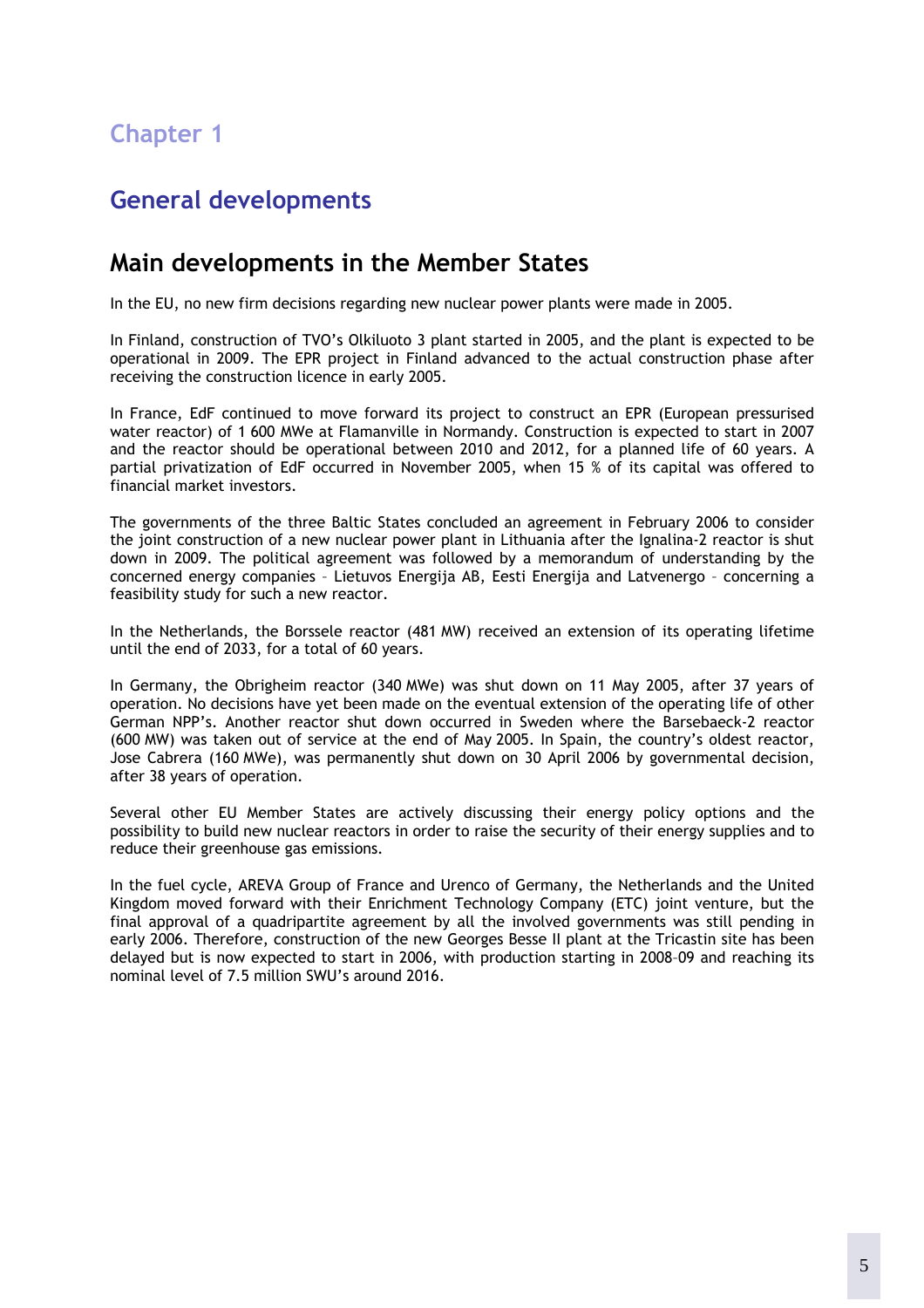# Chapter 1

## General developments

## Main developments in the Member States

In the EU, no new firm decisions regarding new nuclear power plants were made in 2005.

In Finland, construction of TVO's Olkiluoto 3 plant started in 2005, and the plant is expected to be operational in 2009. The EPR project in Finland advanced to the actual construction phase after receiving the construction licence in early 2005.

In France, EdF continued to move forward its project to construct an EPR (European pressurised water reactor) of 1 600 MWe at Flamanville in Normandy. Construction is expected to start in 2007 and the reactor should be operational between 2010 and 2012, for a planned life of 60 years. A partial privatization of EdF occurred in November 2005, when 15 % of its capital was offered to financial market investors.

The governments of the three Baltic States concluded an agreement in February 2006 to consider the joint construction of a new nuclear power plant in Lithuania after the Ignalina-2 reactor is shut down in 2009. The political agreement was followed by a memorandum of understanding by the concerned energy companies – Lietuvos Energija AB, Eesti Energija and Latvenergo – concerning a feasibility study for such a new reactor.

In the Netherlands, the Borssele reactor (481 MW) received an extension of its operating lifetime until the end of 2033, for a total of 60 years.

In Germany, the Obrigheim reactor (340 MWe) was shut down on 11 May 2005, after 37 years of operation. No decisions have yet been made on the eventual extension of the operating life of other German NPP's. Another reactor shut down occurred in Sweden where the Barsebaeck-2 reactor (600 MW) was taken out of service at the end of May 2005. In Spain, the country's oldest reactor, Jose Cabrera (160 MWe), was permanently shut down on 30 April 2006 by governmental decision, after 38 years of operation.

Several other EU Member States are actively discussing their energy policy options and the possibility to build new nuclear reactors in order to raise the security of their energy supplies and to reduce their greenhouse gas emissions.

In the fuel cycle, AREVA Group of France and Urenco of Germany, the Netherlands and the United Kingdom moved forward with their Enrichment Technology Company (ETC) joint venture, but the final approval of a quadripartite agreement by all the involved governments was still pending in early 2006. Therefore, construction of the new Georges Besse II plant at the Tricastin site has been delayed but is now expected to start in 2006, with production starting in 2008–09 and reaching its nominal level of 7.5 million SWU's around 2016.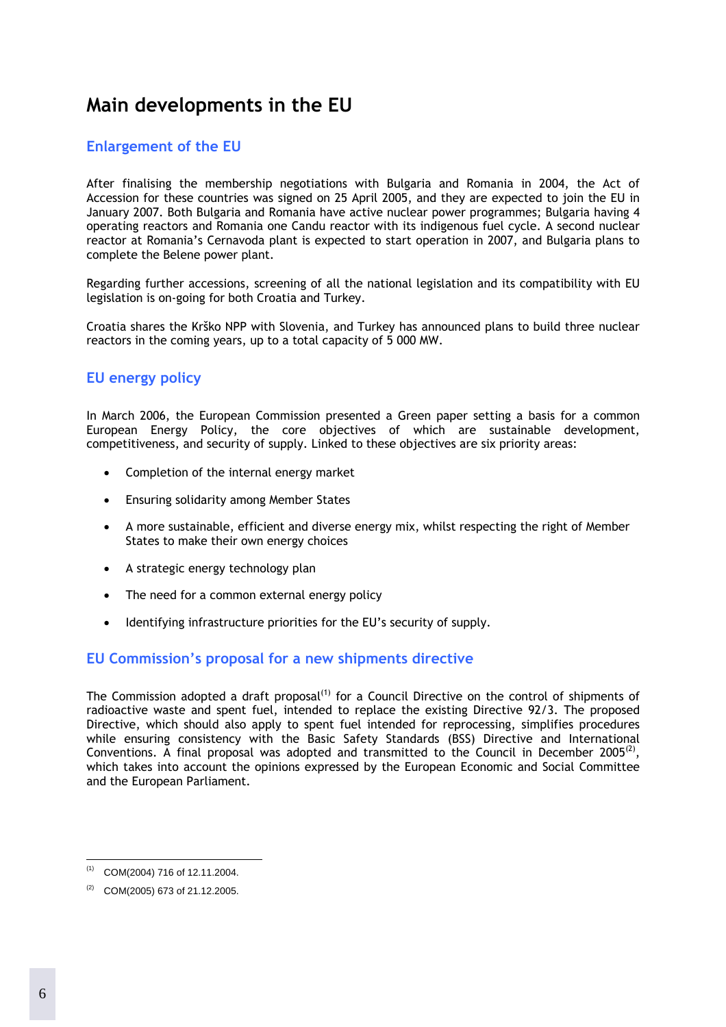# Main developments in the EU

## Enlargement of the EU

After finalising the membership negotiations with Bulgaria and Romania in 2004, the Act of Accession for these countries was signed on 25 April 2005, and they are expected to join the EU in January 2007. Both Bulgaria and Romania have active nuclear power programmes; Bulgaria having 4 operating reactors and Romania one Candu reactor with its indigenous fuel cycle. A second nuclear reactor at Romania's Cernavoda plant is expected to start operation in 2007, and Bulgaria plans to complete the Belene power plant.

Regarding further accessions, screening of all the national legislation and its compatibility with EU legislation is on-going for both Croatia and Turkey.

Croatia shares the Krško NPP with Slovenia, and Turkey has announced plans to build three nuclear reactors in the coming years, up to a total capacity of 5 000 MW.

## EU energy policy

In March 2006, the European Commission presented a Green paper setting a basis for a common European Energy Policy, the core objectives of which are sustainable development, competitiveness, and security of supply. Linked to these objectives are six priority areas:

- Completion of the internal energy market
- Ensuring solidarity among Member States
- A more sustainable, efficient and diverse energy mix, whilst respecting the right of Member States to make their own energy choices
- A strategic energy technology plan
- The need for a common external energy policy
- Identifying infrastructure priorities for the EU's security of supply.

## EU Commission's proposal for a new shipments directive

The Commission adopted a draft proposal[(1)] for a Council Directive on the control of shipments of radioactive waste and spent fuel, intended to replace the existing Directive 92/3. The proposed Directive, which should also apply to spent fuel intended for reprocessing, simplifies procedures while ensuring consistency with the Basic Safety Standards (BSS) Directive and International Conventions. A final proposal was adopted and transmitted to the Council in December 2005[(2)], which takes into account the opinions expressed by the European Economic and Social Committee and the European Parliament.

---

(1) COM(2004) 716 of 12.11.2004.

(2) COM(2005) 673 of 21.12.2005.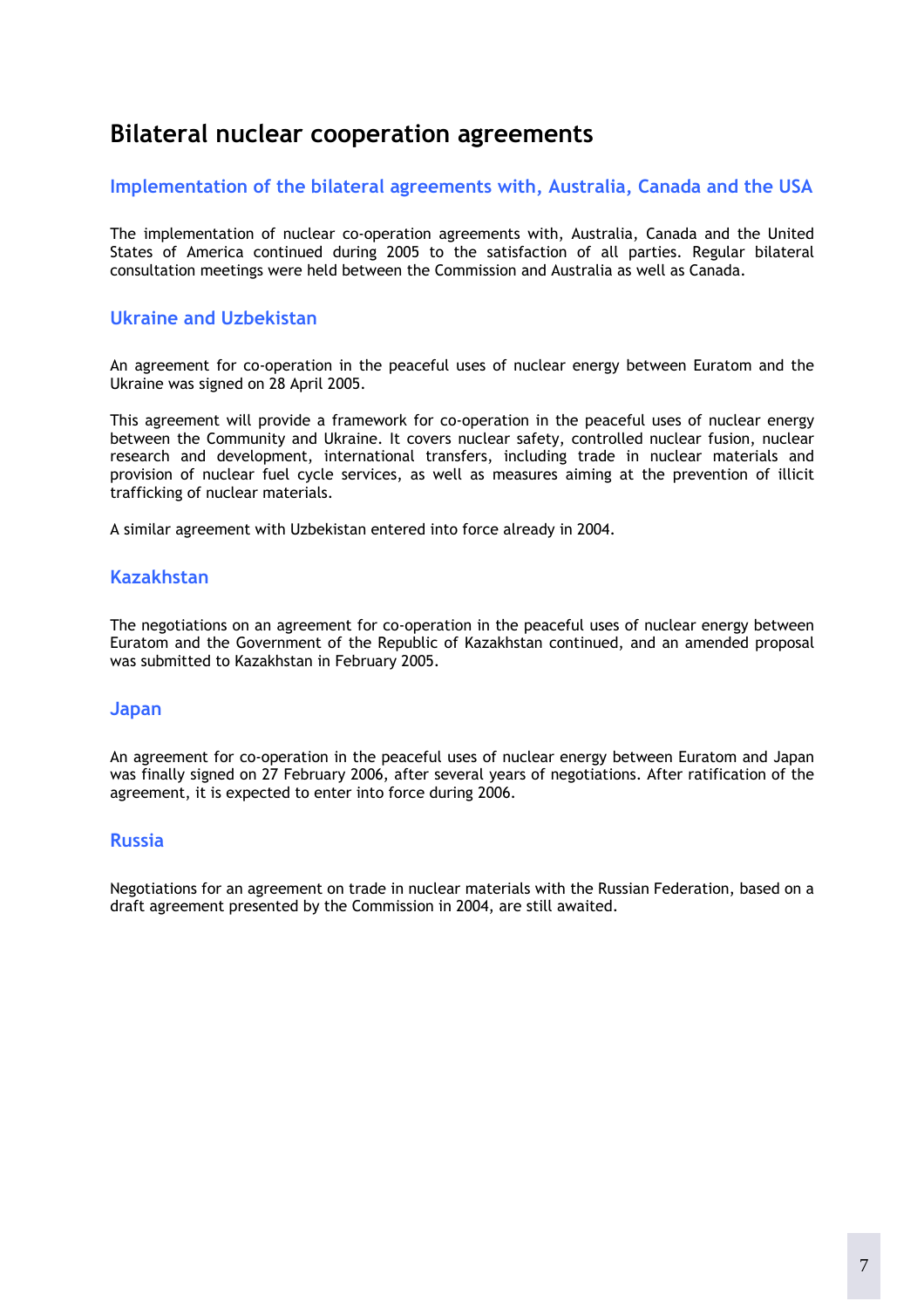# Bilateral nuclear cooperation agreements

## Implementation of the bilateral agreements with, Australia, Canada and the USA

The implementation of nuclear co-operation agreements with, Australia, Canada and the United States of America continued during 2005 to the satisfaction of all parties. Regular bilateral consultation meetings were held between the Commission and Australia as well as Canada.

## Ukraine and Uzbekistan

An agreement for co-operation in the peaceful uses of nuclear energy between Euratom and the Ukraine was signed on 28 April 2005.

This agreement will provide a framework for co-operation in the peaceful uses of nuclear energy between the Community and Ukraine. It covers nuclear safety, controlled nuclear fusion, nuclear research and development, international transfers, including trade in nuclear materials and provision of nuclear fuel cycle services, as well as measures aiming at the prevention of illicit trafficking of nuclear materials.

A similar agreement with Uzbekistan entered into force already in 2004.

## Kazakhstan

The negotiations on an agreement for co-operation in the peaceful uses of nuclear energy between Euratom and the Government of the Republic of Kazakhstan continued, and an amended proposal was submitted to Kazakhstan in February 2005.

## Japan

An agreement for co-operation in the peaceful uses of nuclear energy between Euratom and Japan was finally signed on 27 February 2006, after several years of negotiations. After ratification of the agreement, it is expected to enter into force during 2006.

## Russia

Negotiations for an agreement on trade in nuclear materials with the Russian Federation, based on a draft agreement presented by the Commission in 2004, are still awaited.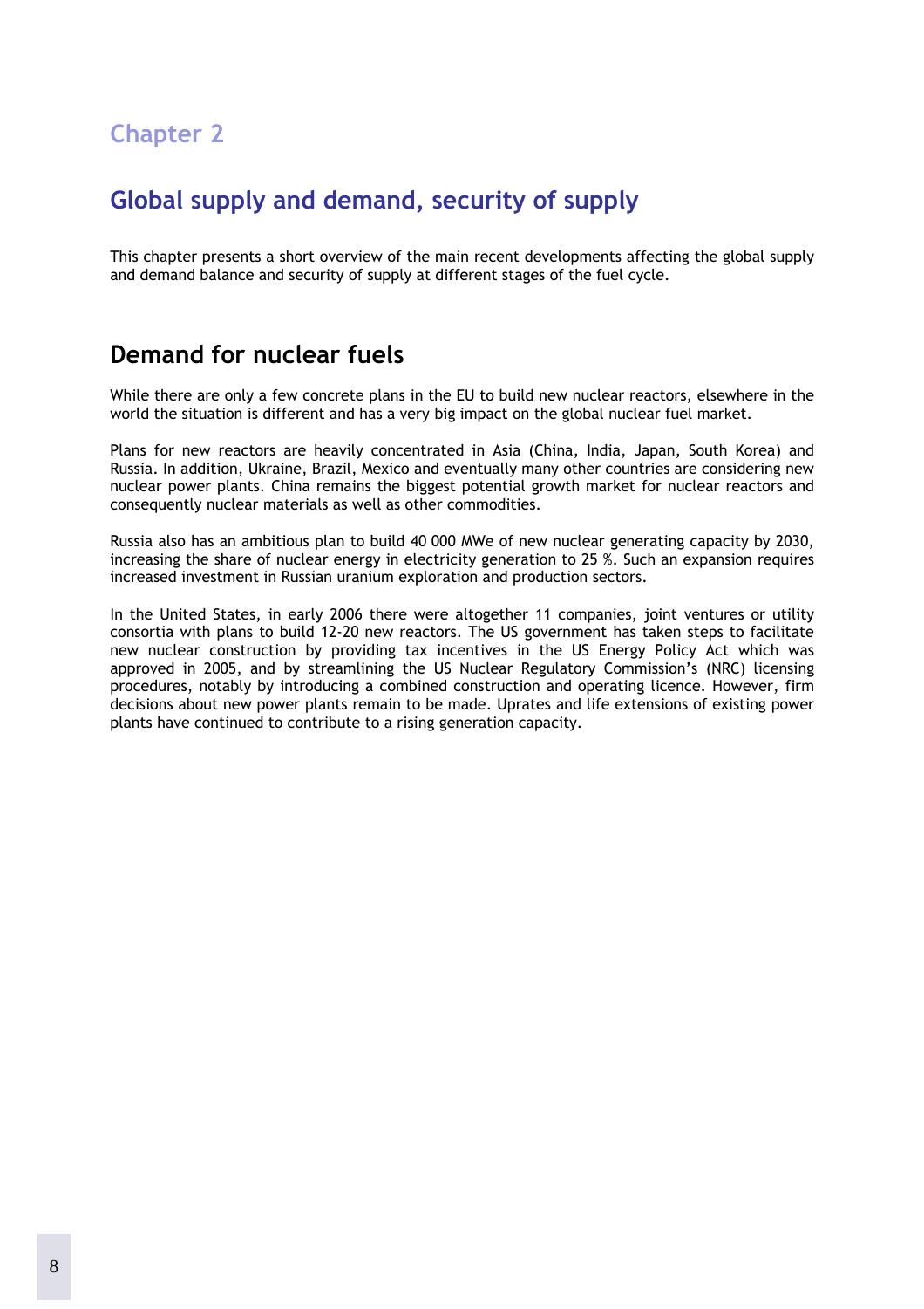## Chapter 2

# Global supply and demand, security of supply

This chapter presents a short overview of the main recent developments affecting the global supply and demand balance and security of supply at different stages of the fuel cycle.

## Demand for nuclear fuels

While there are only a few concrete plans in the EU to build new nuclear reactors, elsewhere in the world the situation is different and has a very big impact on the global nuclear fuel market.

Plans for new reactors are heavily concentrated in Asia (China, India, Japan, South Korea) and Russia. In addition, Ukraine, Brazil, Mexico and eventually many other countries are considering new nuclear power plants. China remains the biggest potential growth market for nuclear reactors and consequently nuclear materials as well as other commodities.

Russia also has an ambitious plan to build 40 000 MWe of new nuclear generating capacity by 2030, increasing the share of nuclear energy in electricity generation to 25 %. Such an expansion requires increased investment in Russian uranium exploration and production sectors.

In the United States, in early 2006 there were altogether 11 companies, joint ventures or utility consortia with plans to build 12-20 new reactors. The US government has taken steps to facilitate new nuclear construction by providing tax incentives in the US Energy Policy Act which was approved in 2005, and by streamlining the US Nuclear Regulatory Commission's (NRC) licensing procedures, notably by introducing a combined construction and operating licence. However, firm decisions about new power plants remain to be made. Uprates and life extensions of existing power plants have continued to contribute to a rising generation capacity.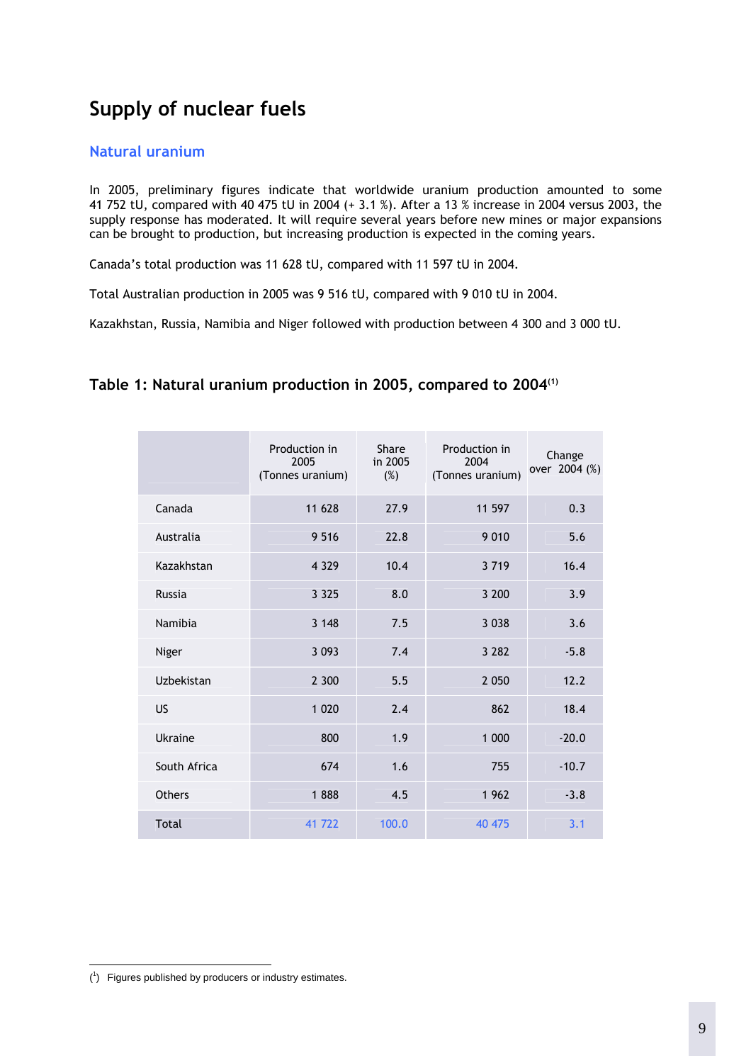# Supply of nuclear fuels

## Natural uranium

In 2005, preliminary figures indicate that worldwide uranium production amounted to some 41 752 tU, compared with 40 475 tU in 2004 (+ 3.1 %). After a 13 % increase in 2004 versus 2003, the supply response has moderated. It will require several years before new mines or major expansions can be brought to production, but increasing production is expected in the coming years.

Canada's total production was 11 628 tU, compared with 11 597 tU in 2004.

Total Australian production in 2005 was 9 516 tU, compared with 9 010 tU in 2004.

Kazakhstan, Russia, Namibia and Niger followed with production between 4 300 and 3 000 tU.

### Table 1: Natural uranium production in 2005, compared to 2004[1]

| | Production in 2005 (Tonnes uranium) | Share in 2005 (%) | Production in 2004 (Tonnes uranium) | Change over 2004 (%) |
|---|---|---|---|---|
| Canada | 11 628 | 27.9 | 11 597 | 0.3 |
| Australia | 9 516 | 22.8 | 9 010 | 5.6 |
| Kazakhstan | 4 329 | 10.4 | 3 719 | 16.4 |
| Russia | 3 325 | 8.0 | 3 200 | 3.9 |
| Namibia | 3 148 | 7.5 | 3 038 | 3.6 |
| Niger | 3 093 | 7.4 | 3 282 | -5.8 |
| Uzbekistan | 2 300 | 5.5 | 2 050 | 12.2 |
| US | 1 020 | 2.4 | 862 | 18.4 |
| Ukraine | 800 | 1.9 | 1 000 | -20.0 |
| South Africa | 674 | 1.6 | 755 | -10.7 |
| Others | 1 888 | 4.5 | 1 962 | -3.8 |
| Total | 41 722 | 100.0 | 40 475 | 3.1 |

[1] Figures published by producers or industry estimates.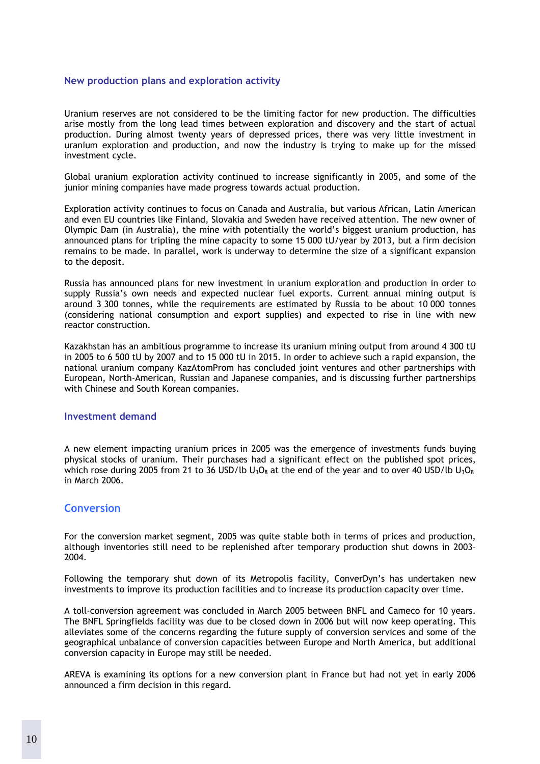## New production plans and exploration activity

Uranium reserves are not considered to be the limiting factor for new production. The difficulties arise mostly from the long lead times between exploration and discovery and the start of actual production. During almost twenty years of depressed prices, there was very little investment in uranium exploration and production, and now the industry is trying to make up for the missed investment cycle.

Global uranium exploration activity continued to increase significantly in 2005, and some of the junior mining companies have made progress towards actual production.

Exploration activity continues to focus on Canada and Australia, but various African, Latin American and even EU countries like Finland, Slovakia and Sweden have received attention. The new owner of Olympic Dam (in Australia), the mine with potentially the world's biggest uranium production, has announced plans for tripling the mine capacity to some 15 000 tU/year by 2013, but a firm decision remains to be made. In parallel, work is underway to determine the size of a significant expansion to the deposit.

Russia has announced plans for new investment in uranium exploration and production in order to supply Russia's own needs and expected nuclear fuel exports. Current annual mining output is around 3 300 tonnes, while the requirements are estimated by Russia to be about 10 000 tonnes (considering national consumption and export supplies) and expected to rise in line with new reactor construction.

Kazakhstan has an ambitious programme to increase its uranium mining output from around 4 300 tU in 2005 to 6 500 tU by 2007 and to 15 000 tU in 2015. In order to achieve such a rapid expansion, the national uranium company KazAtomProm has concluded joint ventures and other partnerships with European, North-American, Russian and Japanese companies, and is discussing further partnerships with Chinese and South Korean companies.

## Investment demand

A new element impacting uranium prices in 2005 was the emergence of investments funds buying physical stocks of uranium. Their purchases had a significant effect on the published spot prices, which rose during 2005 from 21 to 36 USD/lb $U_3O_8$ at the end of the year and to over 40 USD/lb $U_3O_8$ in March 2006.

# Conversion

For the conversion market segment, 2005 was quite stable both in terms of prices and production, although inventories still need to be replenished after temporary production shut downs in 2003-2004.

Following the temporary shut down of its Metropolis facility, ConverDyn's has undertaken new investments to improve its production facilities and to increase its production capacity over time.

A toll-conversion agreement was concluded in March 2005 between BNFL and Cameco for 10 years. The BNFL Springfields facility was due to be closed down in 2006 but will now keep operating. This alleviates some of the concerns regarding the future supply of conversion services and some of the geographical unbalance of conversion capacities between Europe and North America, but additional conversion capacity in Europe may still be needed.

AREVA is examining its options for a new conversion plant in France but had not yet in early 2006 announced a firm decision in this regard.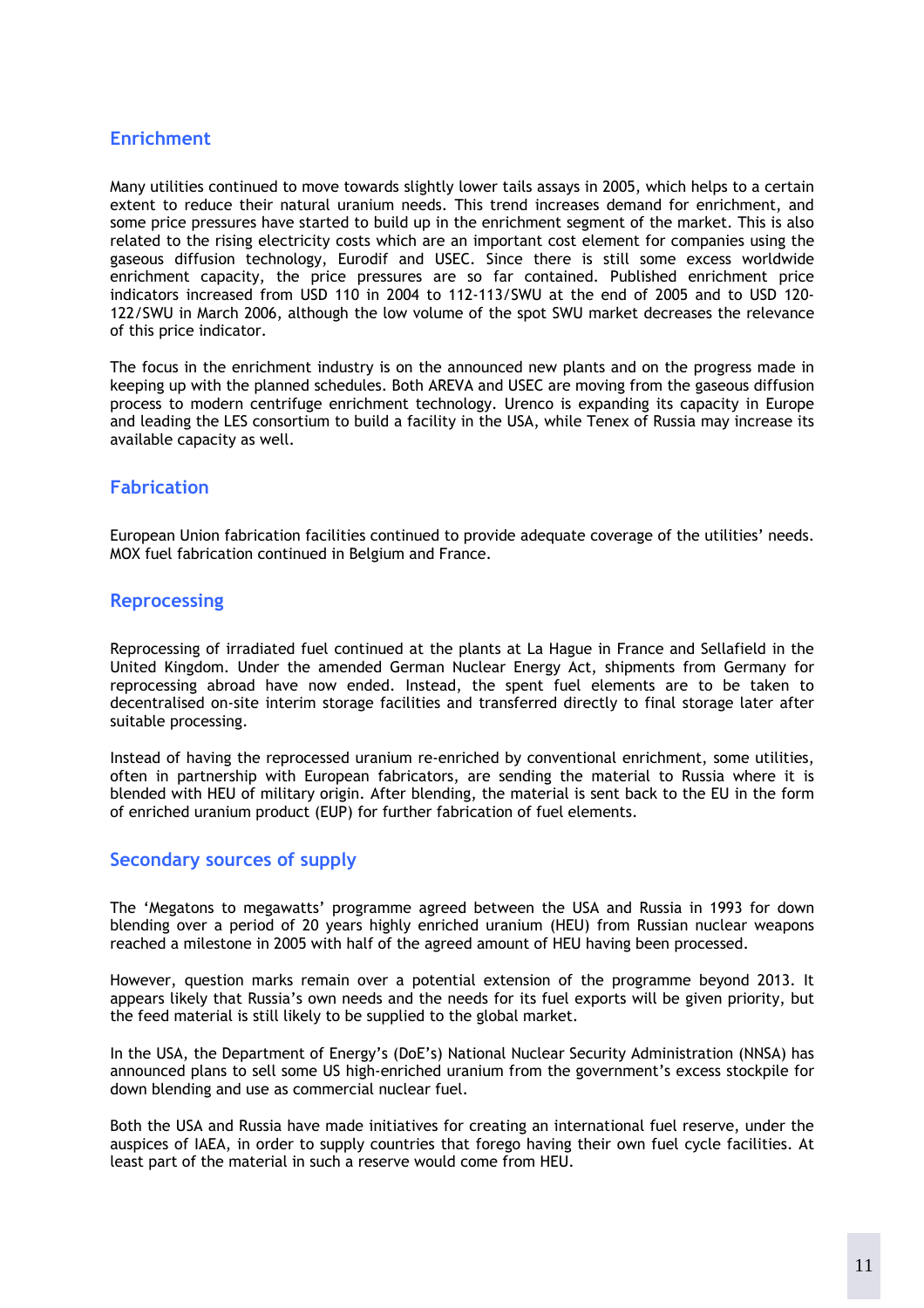## Enrichment

Many utilities continued to move towards slightly lower tails assays in 2005, which helps to a certain extent to reduce their natural uranium needs. This trend increases demand for enrichment, and some price pressures have started to build up in the enrichment segment of the market. This is also related to the rising electricity costs which are an important cost element for companies using the gaseous diffusion technology, Eurodif and USEC. Since there is still some excess worldwide enrichment capacity, the price pressures are so far contained. Published enrichment price indicators increased from USD 110 in 2004 to 112-113/SWU at the end of 2005 and to USD 120-122/SWU in March 2006, although the low volume of the spot SWU market decreases the relevance of this price indicator.

The focus in the enrichment industry is on the announced new plants and on the progress made in keeping up with the planned schedules. Both AREVA and USEC are moving from the gaseous diffusion process to modern centrifuge enrichment technology. Urenco is expanding its capacity in Europe and leading the LES consortium to build a facility in the USA, while Tenex of Russia may increase its available capacity as well.

## Fabrication

European Union fabrication facilities continued to provide adequate coverage of the utilities' needs. MOX fuel fabrication continued in Belgium and France.

## Reprocessing

Reprocessing of irradiated fuel continued at the plants at La Hague in France and Sellafield in the United Kingdom. Under the amended German Nuclear Energy Act, shipments from Germany for reprocessing abroad have now ended. Instead, the spent fuel elements are to be taken to decentralised on-site interim storage facilities and transferred directly to final storage later after suitable processing.

Instead of having the reprocessed uranium re-enriched by conventional enrichment, some utilities, often in partnership with European fabricators, are sending the material to Russia where it is blended with HEU of military origin. After blending, the material is sent back to the EU in the form of enriched uranium product (EUP) for further fabrication of fuel elements.

## Secondary sources of supply

The 'Megatons to megawatts' programme agreed between the USA and Russia in 1993 for down blending over a period of 20 years highly enriched uranium (HEU) from Russian nuclear weapons reached a milestone in 2005 with half of the agreed amount of HEU having been processed.

However, question marks remain over a potential extension of the programme beyond 2013. It appears likely that Russia's own needs and the needs for its fuel exports will be given priority, but the feed material is still likely to be supplied to the global market.

In the USA, the Department of Energy's (DoE's) National Nuclear Security Administration (NNSA) has announced plans to sell some US high-enriched uranium from the government's excess stockpile for down blending and use as commercial nuclear fuel.

Both the USA and Russia have made initiatives for creating an international fuel reserve, under the auspices of IAEA, in order to supply countries that forego having their own fuel cycle facilities. At least part of the material in such a reserve would come from HEU.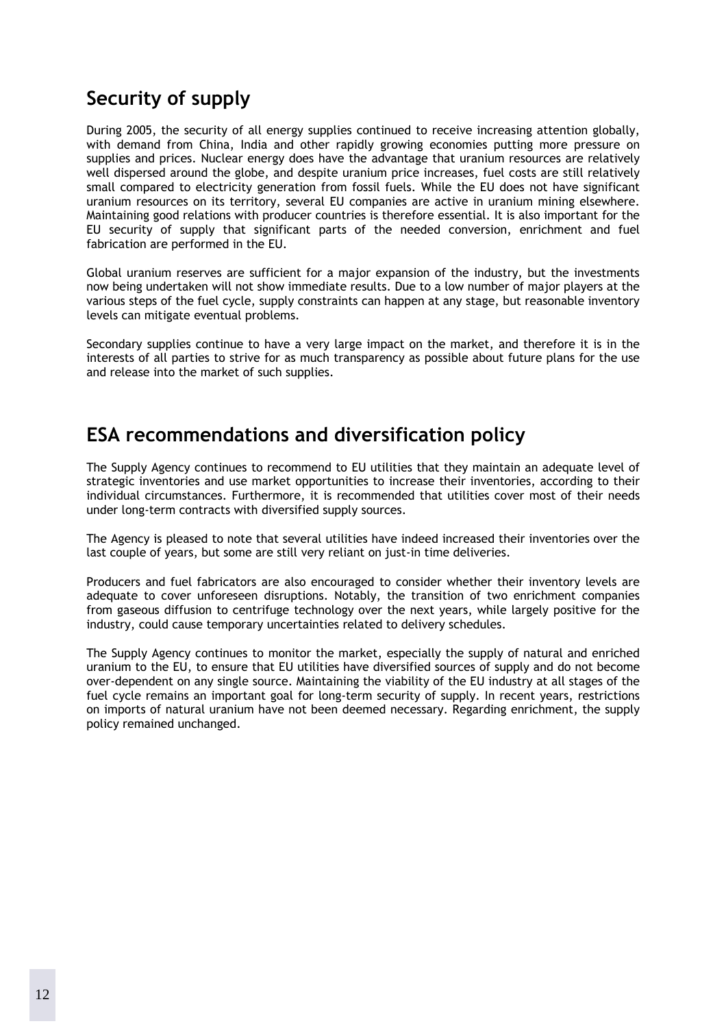## Security of supply

During 2005, the security of all energy supplies continued to receive increasing attention globally, with demand from China, India and other rapidly growing economies putting more pressure on supplies and prices. Nuclear energy does have the advantage that uranium resources are relatively well dispersed around the globe, and despite uranium price increases, fuel costs are still relatively small compared to electricity generation from fossil fuels. While the EU does not have significant uranium resources on its territory, several EU companies are active in uranium mining elsewhere. Maintaining good relations with producer countries is therefore essential. It is also important for the EU security of supply that significant parts of the needed conversion, enrichment and fuel fabrication are performed in the EU.

Global uranium reserves are sufficient for a major expansion of the industry, but the investments now being undertaken will not show immediate results. Due to a low number of major players at the various steps of the fuel cycle, supply constraints can happen at any stage, but reasonable inventory levels can mitigate eventual problems.

Secondary supplies continue to have a very large impact on the market, and therefore it is in the interests of all parties to strive for as much transparency as possible about future plans for the use and release into the market of such supplies.

## ESA recommendations and diversification policy

The Supply Agency continues to recommend to EU utilities that they maintain an adequate level of strategic inventories and use market opportunities to increase their inventories, according to their individual circumstances. Furthermore, it is recommended that utilities cover most of their needs under long-term contracts with diversified supply sources.

The Agency is pleased to note that several utilities have indeed increased their inventories over the last couple of years, but some are still very reliant on just-in time deliveries.

Producers and fuel fabricators are also encouraged to consider whether their inventory levels are adequate to cover unforeseen disruptions. Notably, the transition of two enrichment companies from gaseous diffusion to centrifuge technology over the next years, while largely positive for the industry, could cause temporary uncertainties related to delivery schedules.

The Supply Agency continues to monitor the market, especially the supply of natural and enriched uranium to the EU, to ensure that EU utilities have diversified sources of supply and do not become over-dependent on any single source. Maintaining the viability of the EU industry at all stages of the fuel cycle remains an important goal for long-term security of supply. In recent years, restrictions on imports of natural uranium have not been deemed necessary. Regarding enrichment, the supply policy remained unchanged.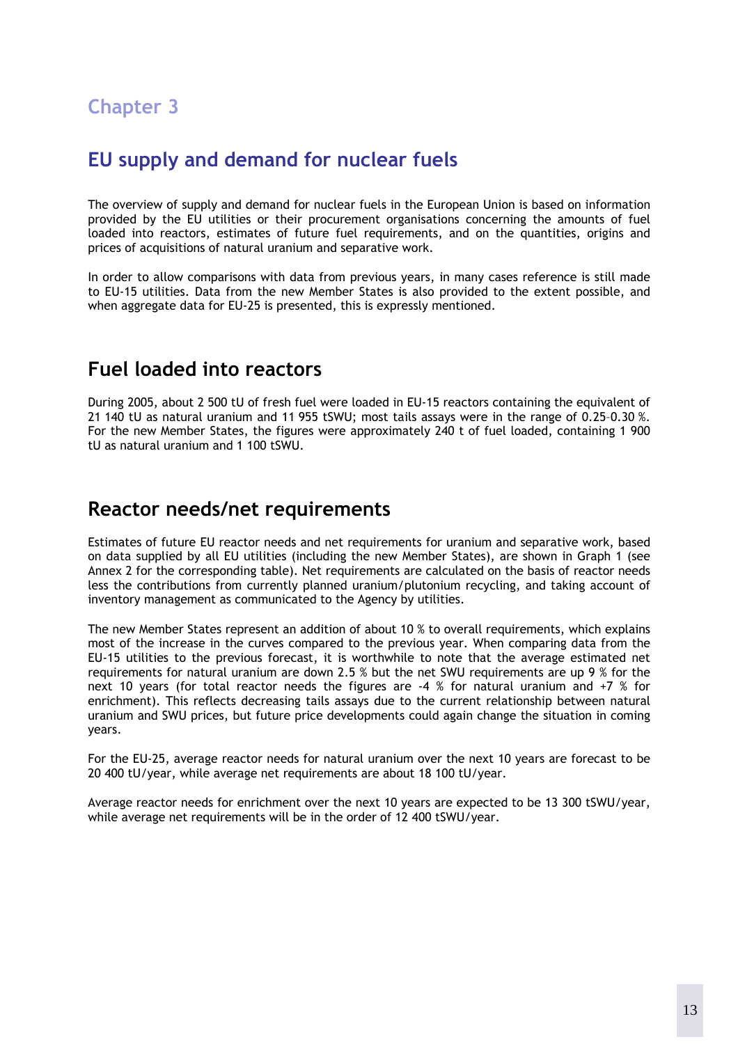# Chapter 3

## EU supply and demand for nuclear fuels

The overview of supply and demand for nuclear fuels in the European Union is based on information provided by the EU utilities or their procurement organisations concerning the amounts of fuel loaded into reactors, estimates of future fuel requirements, and on the quantities, origins and prices of acquisitions of natural uranium and separative work.

In order to allow comparisons with data from previous years, in many cases reference is still made to EU-15 utilities. Data from the new Member States is also provided to the extent possible, and when aggregate data for EU-25 is presented, this is expressly mentioned.

## Fuel loaded into reactors

During 2005, about 2 500 tU of fresh fuel were loaded in EU-15 reactors containing the equivalent of 21 140 tU as natural uranium and 11 955 tSWU; most tails assays were in the range of 0.25–0.30 %. For the new Member States, the figures were approximately 240 t of fuel loaded, containing 1 900 tU as natural uranium and 1 100 tSWU.

## Reactor needs/net requirements

Estimates of future EU reactor needs and net requirements for uranium and separative work, based on data supplied by all EU utilities (including the new Member States), are shown in Graph 1 (see Annex 2 for the corresponding table). Net requirements are calculated on the basis of reactor needs less the contributions from currently planned uranium/plutonium recycling, and taking account of inventory management as communicated to the Agency by utilities.

The new Member States represent an addition of about 10 % to overall requirements, which explains most of the increase in the curves compared to the previous year. When comparing data from the EU-15 utilities to the previous forecast, it is worthwhile to note that the average estimated net requirements for natural uranium are down 2.5 % but the net SWU requirements are up 9 % for the next 10 years (for total reactor needs the figures are -4 % for natural uranium and +7 % for enrichment). This reflects decreasing tails assays due to the current relationship between natural uranium and SWU prices, but future price developments could again change the situation in coming years.

For the EU-25, average reactor needs for natural uranium over the next 10 years are forecast to be 20 400 tU/year, while average net requirements are about 18 100 tU/year.

Average reactor needs for enrichment over the next 10 years are expected to be 13 300 tSWU/year, while average net requirements will be in the order of 12 400 tSWU/year.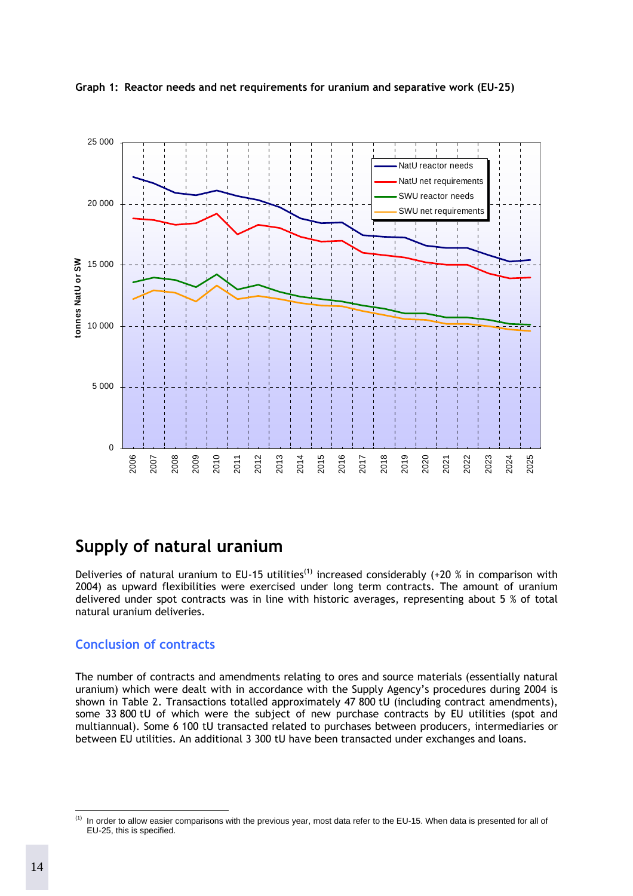**Graph 1: Reactor needs and net requirements for uranium and separative work (EU-25)**

# Supply of natural uranium

Deliveries of natural uranium to EU-15 utilities[1] increased considerably (+20 % in comparison with 2004) as upward flexibilities were exercised under long term contracts. The amount of uranium delivered under spot contracts was in line with historic averages, representing about 5 % of total natural uranium deliveries.

## Conclusion of contracts

The number of contracts and amendments relating to ores and source materials (essentially natural uranium) which were dealt with in accordance with the Supply Agency's procedures during 2004 is shown in Table 2. Transactions totalled approximately 47 800 tU (including contract amendments), some 33 800 tU of which were the subject of new purchase contracts by EU utilities (spot and multiannual). Some 6 100 tU transacted related to purchases between producers, intermediaries or between EU utilities. An additional 3 300 tU have been transacted under exchanges and loans.

---

[1] In order to allow easier comparisons with the previous year, most data refer to the EU-15. When data is presented for all of EU-25, this is specified.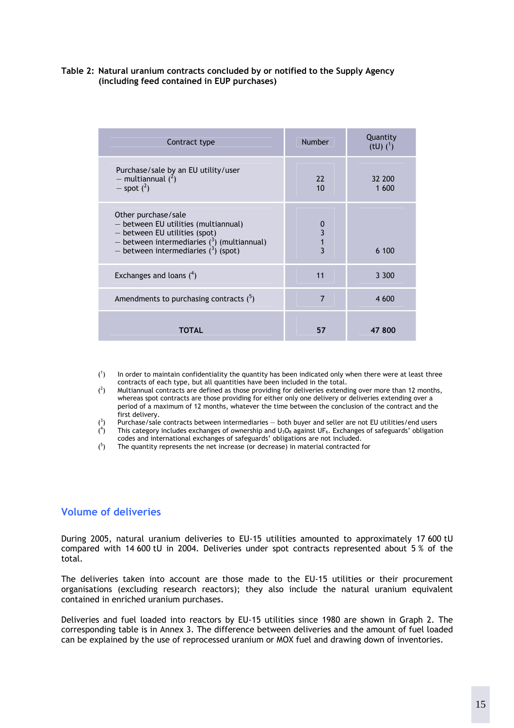**Table 2: Natural uranium contracts concluded by or notified to the Supply Agency (including feed contained in EUP purchases)**

| Contract type | Number | Quantity (tU) [1] |
|---|---|---|
| Purchase/sale by an EU utility/user<br>– multiannual [2]<br>– spot [2] | <br>22<br>10 | <br>32 200<br>1 600 |
| Other purchase/sale<br>– between EU utilities (multiannual)<br>– between EU utilities (spot)<br>– between intermediaries [3] (multiannual)<br>– between intermediaries [3] (spot) | <br>0<br>3<br>1<br>3 | <br><br><br><br>6 100 |
| Exchanges and loans [4] | 11 | 3 300 |
| Amendments to purchasing contracts [5] | 7 | 4 600 |
| **TOTAL** | **57** | **47 800** |

(1) In order to maintain confidentiality the quantity has been indicated only when there were at least three contracts of each type, but all quantities have been included in the total.

(2) Multiannual contracts are defined as those providing for deliveries extending over more than 12 months, whereas spot contracts are those providing for either only one delivery or deliveries extending over a period of a maximum of 12 months, whatever the time between the conclusion of the contract and the first delivery.

(3) Purchase/sale contracts between intermediaries — both buyer and seller are not EU utilities/end users

(4) This category includes exchanges of ownership and $U_3O_8$ against $UF_6$. Exchanges of safeguards' obligation codes and international exchanges of safeguards' obligations are not included.

(5) The quantity represents the net increase (or decrease) in material contracted for

## Volume of deliveries

During 2005, natural uranium deliveries to EU-15 utilities amounted to approximately 17 600 tU compared with 14 600 tU in 2004. Deliveries under spot contracts represented about 5 % of the total.

The deliveries taken into account are those made to the EU-15 utilities or their procurement organisations (excluding research reactors); they also include the natural uranium equivalent contained in enriched uranium purchases.

Deliveries and fuel loaded into reactors by EU-15 utilities since 1980 are shown in Graph 2. The corresponding table is in Annex 3. The difference between deliveries and the amount of fuel loaded can be explained by the use of reprocessed uranium or MOX fuel and drawing down of inventories.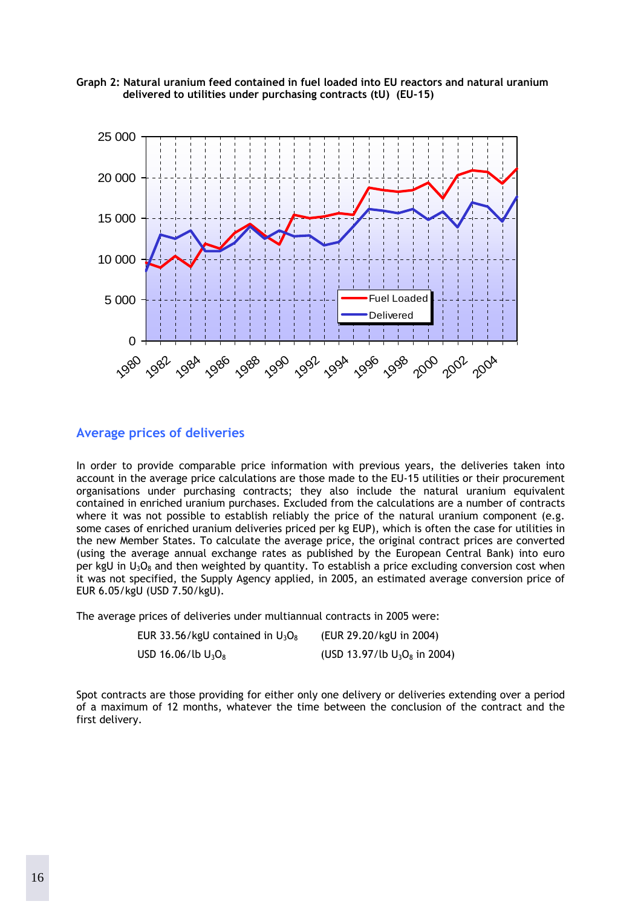**Graph 2: Natural uranium feed contained in fuel loaded into EU reactors and natural uranium delivered to utilities under purchasing contracts (tU) (EU-15)**

## Average prices of deliveries

In order to provide comparable price information with previous years, the deliveries taken into account in the average price calculations are those made to the EU-15 utilities or their procurement organisations under purchasing contracts; they also include the natural uranium equivalent contained in enriched uranium purchases. Excluded from the calculations are a number of contracts where it was not possible to establish reliably the price of the natural uranium component (e.g. some cases of enriched uranium deliveries priced per kg EUP), which is often the case for utilities in the new Member States. To calculate the average price, the original contract prices are converted (using the average annual exchange rates as published by the European Central Bank) into euro per kgU in $U_3O_8$ and then weighted by quantity. To establish a price excluding conversion cost when it was not specified, the Supply Agency applied, in 2005, an estimated average conversion price of EUR 6.05/kgU (USD 7.50/kgU).

The average prices of deliveries under multiannual contracts in 2005 were:

| | |
|---|---|
| EUR 33.56/kgU contained in $U_3O_8$ | (EUR 29.20/kgU in 2004) |
| USD 16.06/lb $U_3O_8$ | (USD 13.97/lb $U_3O_8$ in 2004) |

Spot contracts are those providing for either only one delivery or deliveries extending over a period of a maximum of 12 months, whatever the time between the conclusion of the contract and the first delivery.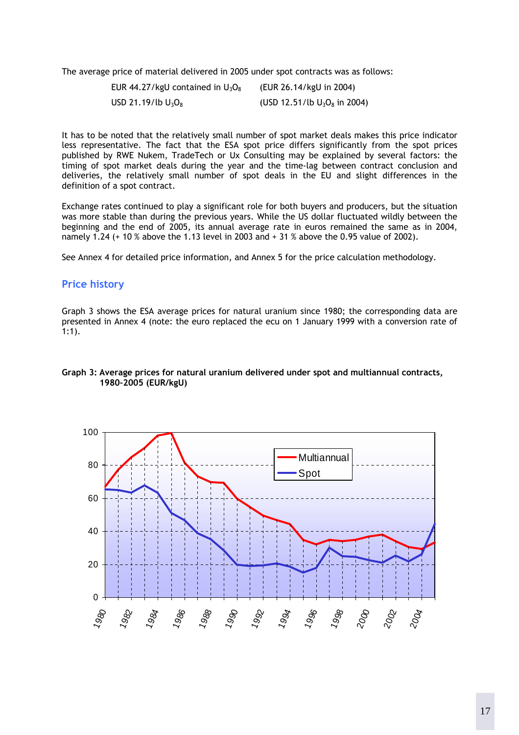The average price of material delivered in 2005 under spot contracts was as follows:

| | |
|---|---|
| EUR 44.27/kgU contained in $U_3O_8$ | (EUR 26.14/kgU in 2004) |
| USD 21.19/lb $U_3O_8$ | (USD 12.51/lb $U_3O_8$ in 2004) |

It has to be noted that the relatively small number of spot market deals makes this price indicator less representative. The fact that the ESA spot price differs significantly from the spot prices published by RWE Nukem, TradeTech or Ux Consulting may be explained by several factors: the timing of spot market deals during the year and the time-lag between contract conclusion and deliveries, the relatively small number of spot deals in the EU and slight differences in the definition of a spot contract.

Exchange rates continued to play a significant role for both buyers and producers, but the situation was more stable than during the previous years. While the US dollar fluctuated wildly between the beginning and the end of 2005, its annual average rate in euros remained the same as in 2004, namely 1.24 (+ 10 % above the 1.13 level in 2003 and + 31 % above the 0.95 value of 2002).

See Annex 4 for detailed price information, and Annex 5 for the price calculation methodology.

## Price history

Graph 3 shows the ESA average prices for natural uranium since 1980; the corresponding data are presented in Annex 4 (note: the euro replaced the ecu on 1 January 1999 with a conversion rate of 1:1).

**Graph 3: Average prices for natural uranium delivered under spot and multiannual contracts, 1980–2005 (EUR/kgU)**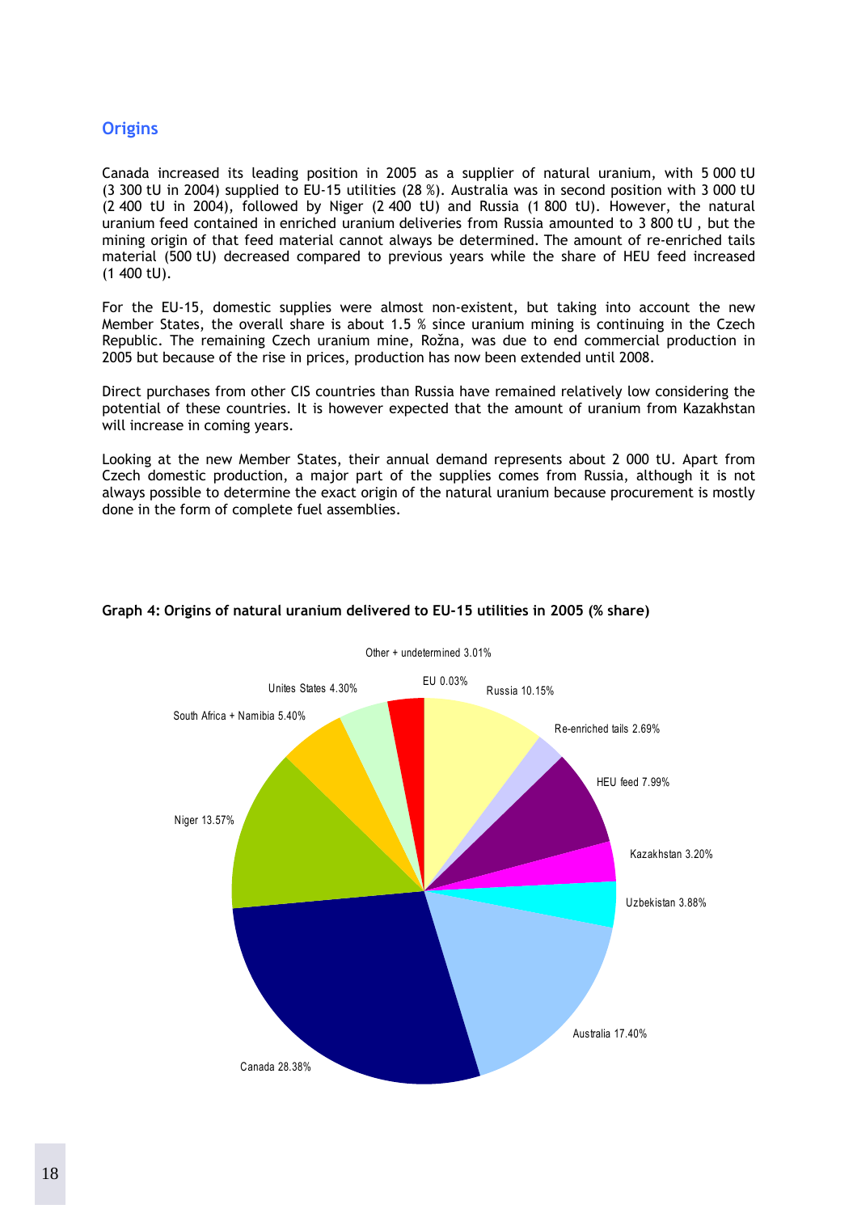## Origins

Canada increased its leading position in 2005 as a supplier of natural uranium, with 5 000 tU (3 300 tU in 2004) supplied to EU-15 utilities (28 %). Australia was in second position with 3 000 tU (2 400 tU in 2004), followed by Niger (2 400 tU) and Russia (1 800 tU). However, the natural uranium feed contained in enriched uranium deliveries from Russia amounted to 3 800 tU , but the mining origin of that feed material cannot always be determined. The amount of re-enriched tails material (500 tU) decreased compared to previous years while the share of HEU feed increased (1 400 tU).

For the EU-15, domestic supplies were almost non-existent, but taking into account the new Member States, the overall share is about 1.5 % since uranium mining is continuing in the Czech Republic. The remaining Czech uranium mine, Rožna, was due to end commercial production in 2005 but because of the rise in prices, production has now been extended until 2008.

Direct purchases from other CIS countries than Russia have remained relatively low considering the potential of these countries. It is however expected that the amount of uranium from Kazakhstan will increase in coming years.

Looking at the new Member States, their annual demand represents about 2 000 tU. Apart from Czech domestic production, a major part of the supplies comes from Russia, although it is not always possible to determine the exact origin of the natural uranium because procurement is mostly done in the form of complete fuel assemblies.

**Graph 4: Origins of natural uranium delivered to EU-15 utilities in 2005 (% share)**

| Origin | Share |
|---|---|
| Other + undetermined | 3.01% |
| EU | 0.03% |
| Russia | 10.15% |
| Re-enriched tails | 2.69% |
| HEU feed | 7.99% |
| Kazakhstan | 3.20% |
| Uzbekistan | 3.88% |
| Australia | 17.40% |
| Canada | 28.38% |
| Niger | 13.57% |
| South Africa + Namibia | 5.40% |
| Unites States | 4.30% |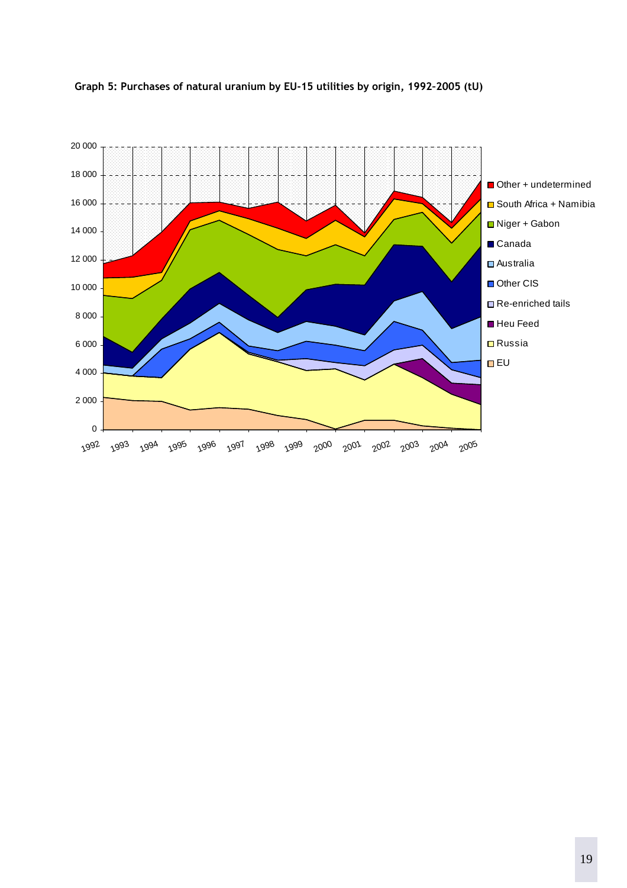**Graph 5: Purchases of natural uranium by EU-15 utilities by origin, 1992-2005 (tU)**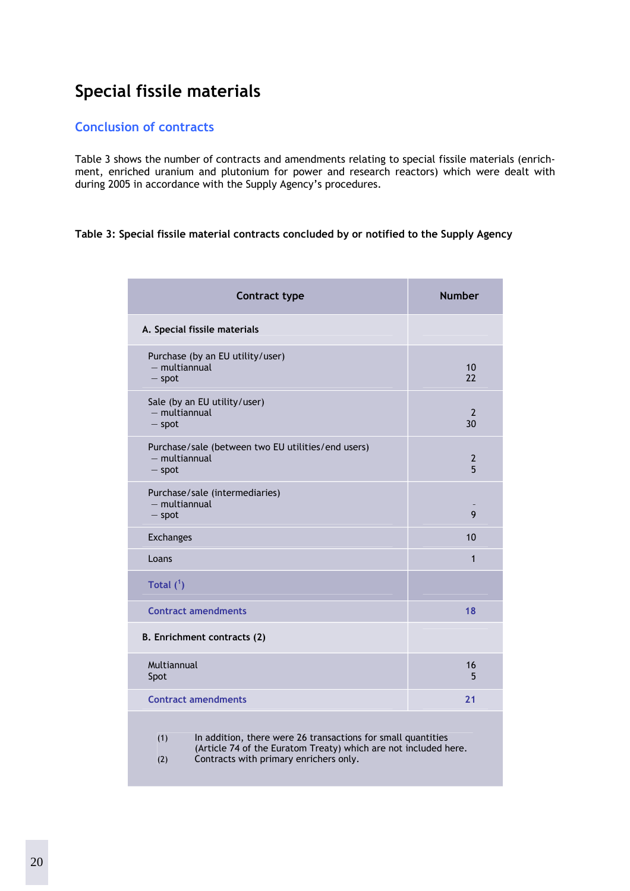# Special fissile materials

## Conclusion of contracts

Table 3 shows the number of contracts and amendments relating to special fissile materials (enrichment, enriched uranium and plutonium for power and research reactors) which were dealt with during 2005 in accordance with the Supply Agency's procedures.

**Table 3: Special fissile material contracts concluded by or notified to the Supply Agency**

| Contract type | Number |
|---|---|
| **A. Special fissile materials** | |
| Purchase (by an EU utility/user) | |
| — multiannual | 10 |
| — spot | 22 |
| Sale (by an EU utility/user) | |
| — multiannual | 2 |
| — spot | 30 |
| Purchase/sale (between two EU utilities/end users) | |
| — multiannual | 2 |
| — spot | 5 |
| Purchase/sale (intermediaries) | |
| — multiannual | - |
| — spot | 9 |
| Exchanges | 10 |
| Loans | 1 |
| **Total ([1])** | |
| **Contract amendments** | **18** |
| **B. Enrichment contracts (2)** | |
| Multiannual | 16 |
| Spot | 5 |
| **Contract amendments** | **21** |

(1) In addition, there were 26 transactions for small quantities (Article 74 of the Euratom Treaty) which are not included here.
(2) Contracts with primary enrichers only.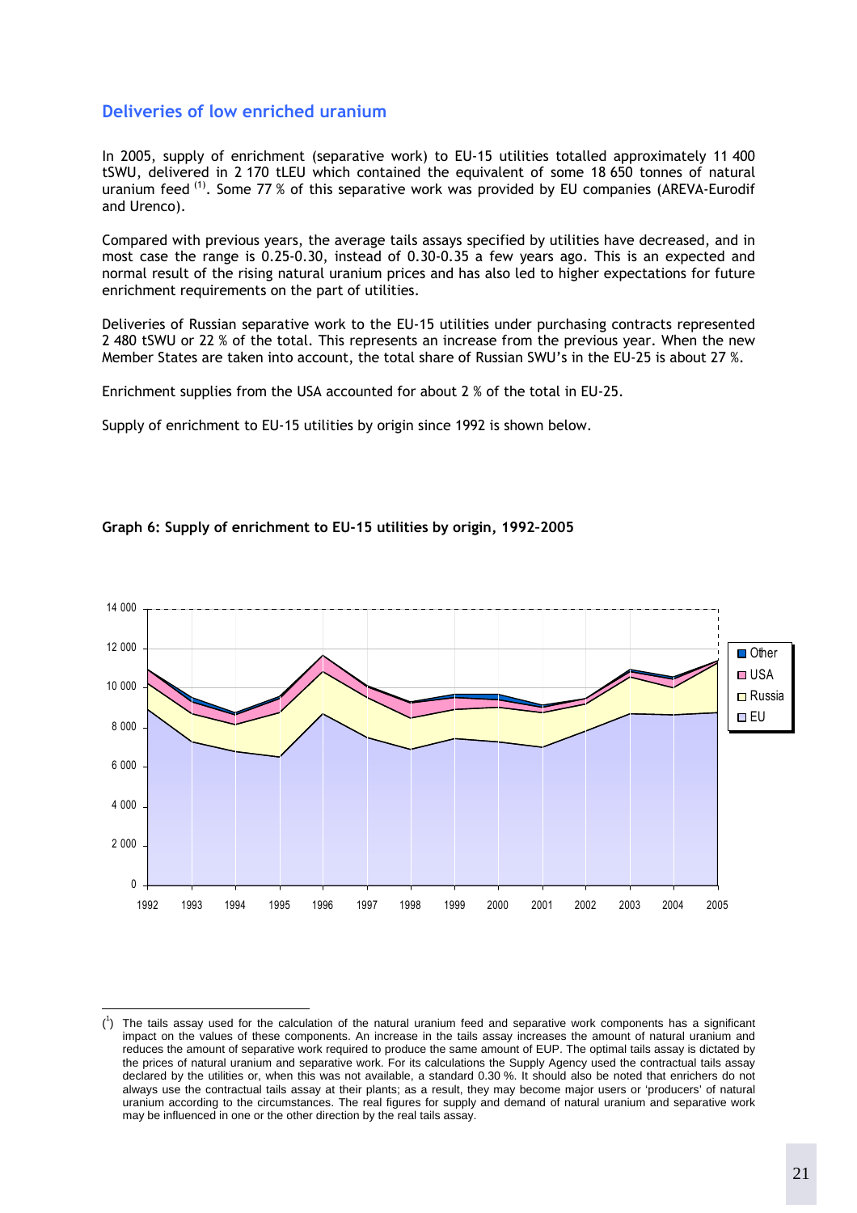## Deliveries of low enriched uranium

In 2005, supply of enrichment (separative work) to EU-15 utilities totalled approximately 11 400 tSWU, delivered in 2 170 tLEU which contained the equivalent of some 18 650 tonnes of natural uranium feed [(1)]. Some 77 % of this separative work was provided by EU companies (AREVA-Eurodif and Urenco).

Compared with previous years, the average tails assays specified by utilities have decreased, and in most case the range is 0.25-0.30, instead of 0.30-0.35 a few years ago. This is an expected and normal result of the rising natural uranium prices and has also led to higher expectations for future enrichment requirements on the part of utilities.

Deliveries of Russian separative work to the EU-15 utilities under purchasing contracts represented 2 480 tSWU or 22 % of the total. This represents an increase from the previous year. When the new Member States are taken into account, the total share of Russian SWU's in the EU-25 is about 27 %.

Enrichment supplies from the USA accounted for about 2 % of the total in EU-25.

Supply of enrichment to EU-15 utilities by origin since 1992 is shown below.

**Graph 6: Supply of enrichment to EU-15 utilities by origin, 1992-2005**

---

([1]) The tails assay used for the calculation of the natural uranium feed and separative work components has a significant impact on the values of these components. An increase in the tails assay increases the amount of natural uranium and reduces the amount of separative work required to produce the same amount of EUP. The optimal tails assay is dictated by the prices of natural uranium and separative work. For its calculations the Supply Agency used the contractual tails assay declared by the utilities or, when this was not available, a standard 0.30 %. It should also be noted that enrichers do not always use the contractual tails assay at their plants; as a result, they may become major users or 'producers' of natural uranium according to the circumstances. The real figures for supply and demand of natural uranium and separative work may be influenced in one or the other direction by the real tails assay.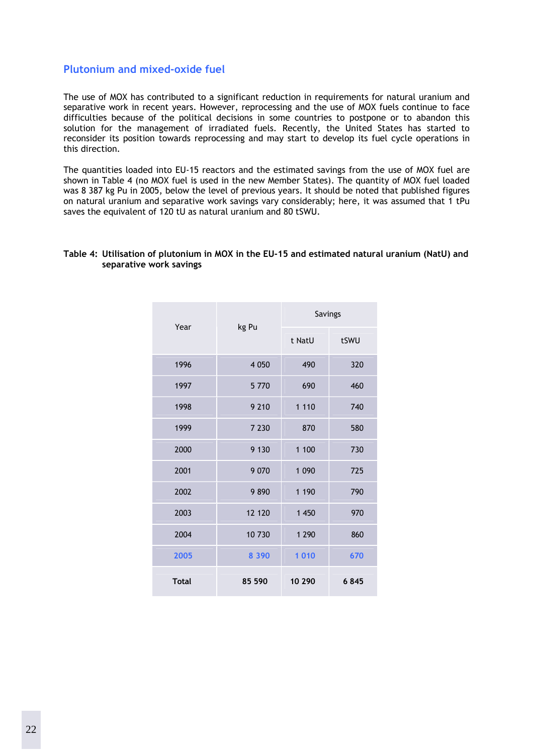## Plutonium and mixed-oxide fuel

The use of MOX has contributed to a significant reduction in requirements for natural uranium and separative work in recent years. However, reprocessing and the use of MOX fuels continue to face difficulties because of the political decisions in some countries to postpone or to abandon this solution for the management of irradiated fuels. Recently, the United States has started to reconsider its position towards reprocessing and may start to develop its fuel cycle operations in this direction.

The quantities loaded into EU-15 reactors and the estimated savings from the use of MOX fuel are shown in Table 4 (no MOX fuel is used in the new Member States). The quantity of MOX fuel loaded was 8 387 kg Pu in 2005, below the level of previous years. It should be noted that published figures on natural uranium and separative work savings vary considerably; here, it was assumed that 1 tPu saves the equivalent of 120 tU as natural uranium and 80 tSWU.

**Table 4: Utilisation of plutonium in MOX in the EU-15 and estimated natural uranium (NatU) and separative work savings**

| Year | kg Pu | Savings | |
|---|---|---|---|
| | | t NatU | tSWU |
| 1996 | 4 050 | 490 | 320 |
| 1997 | 5 770 | 690 | 460 |
| 1998 | 9 210 | 1 110 | 740 |
| 1999 | 7 230 | 870 | 580 |
| 2000 | 9 130 | 1 100 | 730 |
| 2001 | 9 070 | 1 090 | 725 |
| 2002 | 9 890 | 1 190 | 790 |
| 2003 | 12 120 | 1 450 | 970 |
| 2004 | 10 730 | 1 290 | 860 |
| 2005 | 8 390 | 1 010 | 670 |
| **Total** | **85 590** | **10 290** | **6 845** |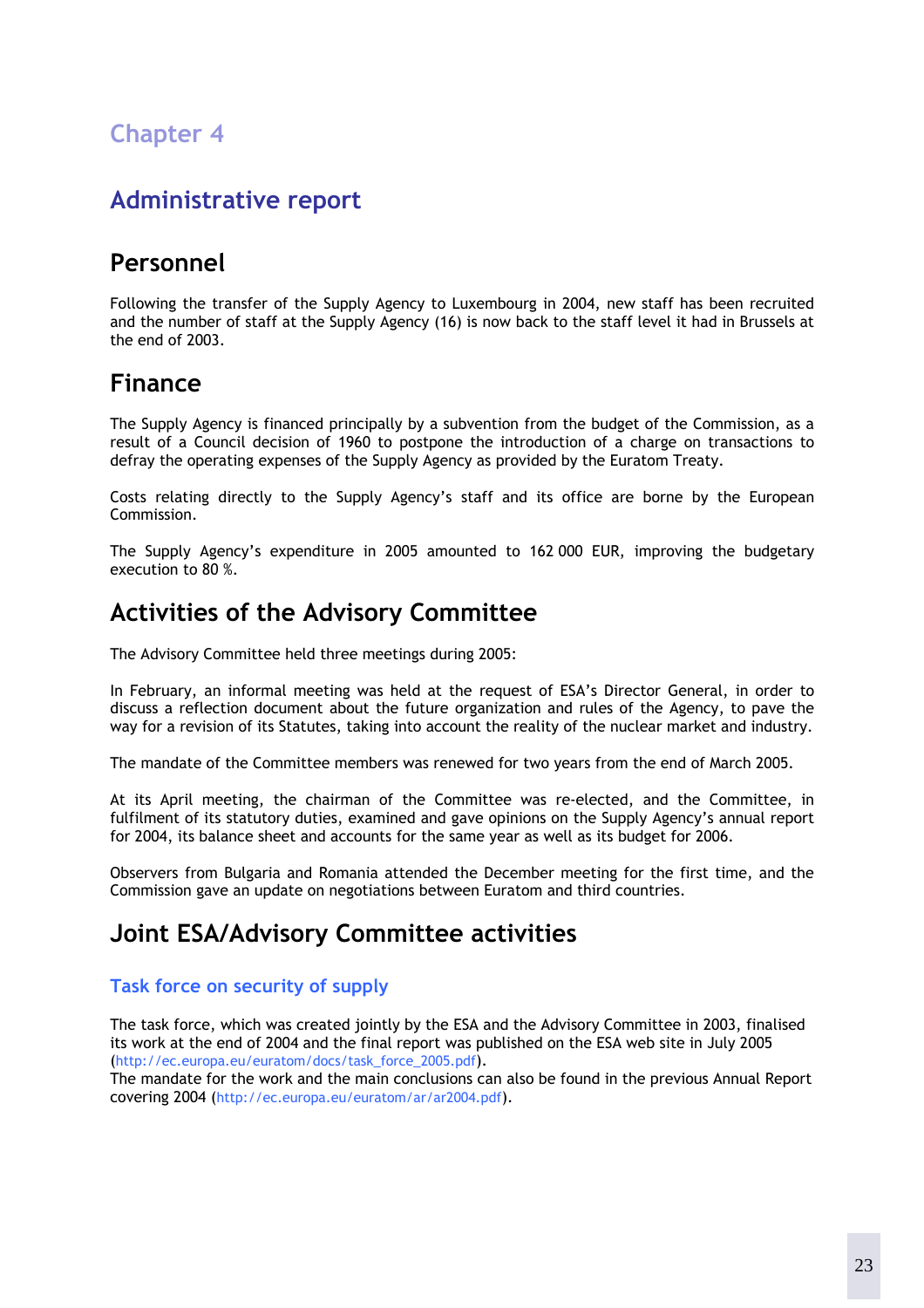# Chapter 4

# Administrative report

## Personnel

Following the transfer of the Supply Agency to Luxembourg in 2004, new staff has been recruited and the number of staff at the Supply Agency (16) is now back to the staff level it had in Brussels at the end of 2003.

## Finance

The Supply Agency is financed principally by a subvention from the budget of the Commission, as a result of a Council decision of 1960 to postpone the introduction of a charge on transactions to defray the operating expenses of the Supply Agency as provided by the Euratom Treaty.

Costs relating directly to the Supply Agency's staff and its office are borne by the European Commission.

The Supply Agency's expenditure in 2005 amounted to 162 000 EUR, improving the budgetary execution to 80 %.

## Activities of the Advisory Committee

The Advisory Committee held three meetings during 2005:

In February, an informal meeting was held at the request of ESA's Director General, in order to discuss a reflection document about the future organization and rules of the Agency, to pave the way for a revision of its Statutes, taking into account the reality of the nuclear market and industry.

The mandate of the Committee members was renewed for two years from the end of March 2005.

At its April meeting, the chairman of the Committee was re-elected, and the Committee, in fulfilment of its statutory duties, examined and gave opinions on the Supply Agency's annual report for 2004, its balance sheet and accounts for the same year as well as its budget for 2006.

Observers from Bulgaria and Romania attended the December meeting for the first time, and the Commission gave an update on negotiations between Euratom and third countries.

## Joint ESA/Advisory Committee activities

### Task force on security of supply

The task force, which was created jointly by the ESA and the Advisory Committee in 2003, finalised its work at the end of 2004 and the final report was published on the ESA web site in July 2005 (http://ec.europa.eu/euratom/docs/task_force_2005.pdf).
The mandate for the work and the main conclusions can also be found in the previous Annual Report covering 2004 (http://ec.europa.eu/euratom/ar/ar2004.pdf).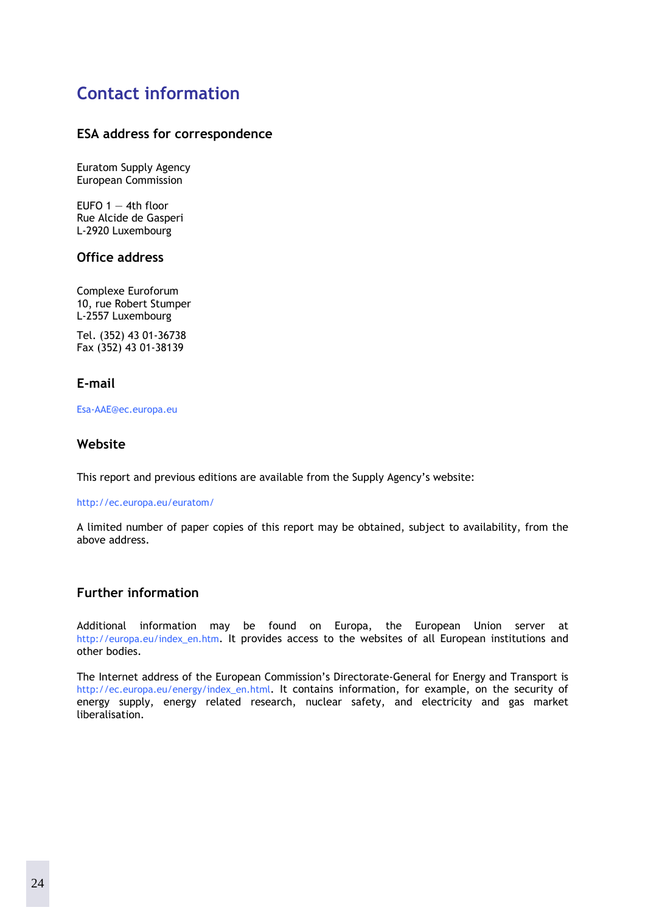# Contact information

## ESA address for correspondence

Euratom Supply Agency
European Commission

EUFO 1 — 4th floor
Rue Alcide de Gasperi
L-2920 Luxembourg

## Office address

Complexe Euroforum
10, rue Robert Stumper
L-2557 Luxembourg

Tel. (352) 43 01-36738
Fax (352) 43 01-38139

## E-mail

Esa-AAE@ec.europa.eu

## Website

This report and previous editions are available from the Supply Agency's website:

http://ec.europa.eu/euratom/

A limited number of paper copies of this report may be obtained, subject to availability, from the above address.

## Further information

Additional information may be found on Europa, the European Union server at http://europa.eu/index_en.htm. It provides access to the websites of all European institutions and other bodies.

The Internet address of the European Commission's Directorate-General for Energy and Transport is http://ec.europa.eu/energy/index_en.html. It contains information, for example, on the security of energy supply, energy related research, nuclear safety, and electricity and gas market liberalisation.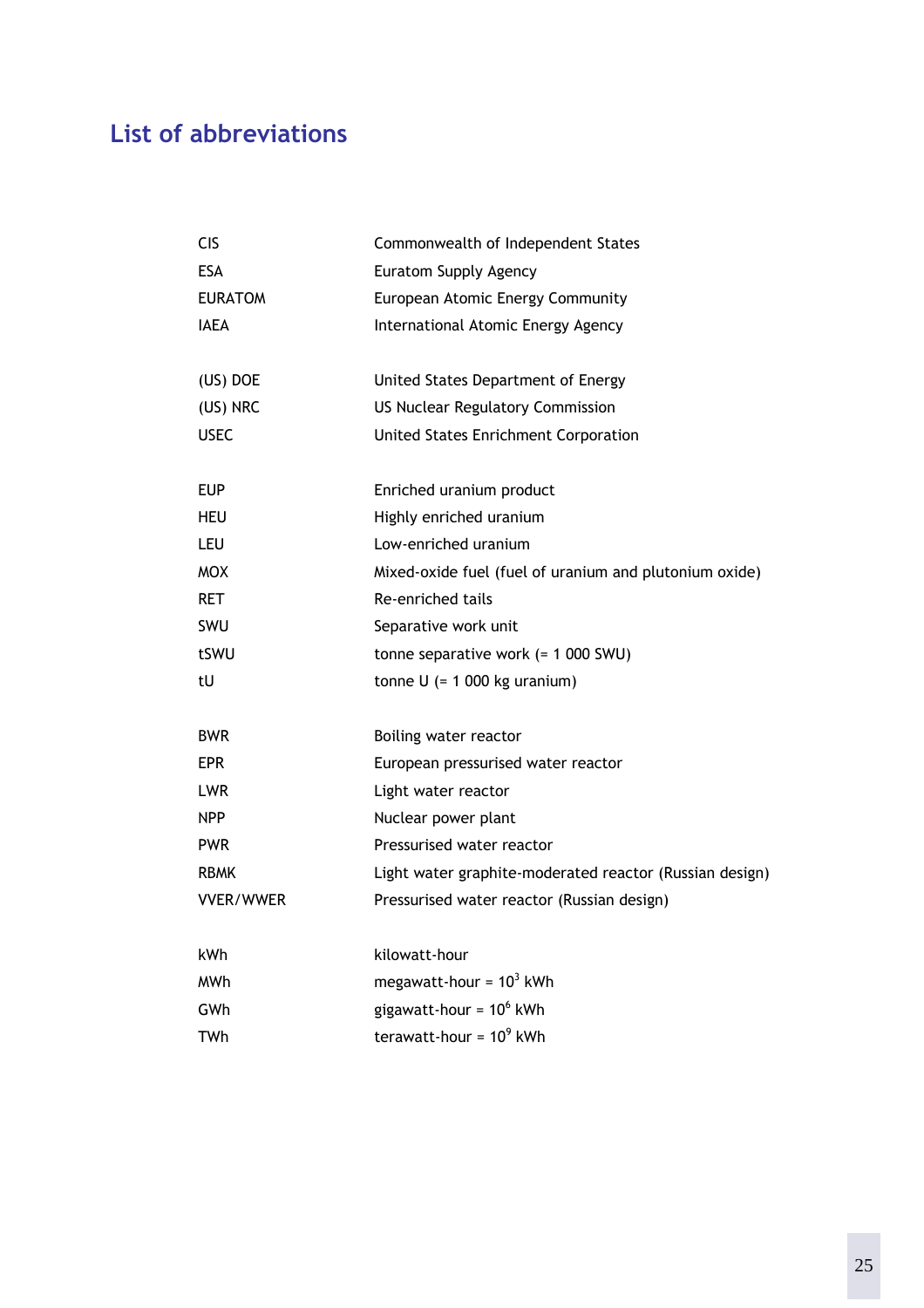# List of abbreviations

| | |
|---|---|
| CIS | Commonwealth of Independent States |
| ESA | Euratom Supply Agency |
| EURATOM | European Atomic Energy Community |
| IAEA | International Atomic Energy Agency |
| | |
| (US) DOE | United States Department of Energy |
| (US) NRC | US Nuclear Regulatory Commission |
| USEC | United States Enrichment Corporation |
| | |
| EUP | Enriched uranium product |
| HEU | Highly enriched uranium |
| LEU | Low-enriched uranium |
| MOX | Mixed-oxide fuel (fuel of uranium and plutonium oxide) |
| RET | Re-enriched tails |
| SWU | Separative work unit |
| tSWU | tonne separative work (= 1 000 SWU) |
| tU | tonne U (= 1 000 kg uranium) |
| | |
| BWR | Boiling water reactor |
| EPR | European pressurised water reactor |
| LWR | Light water reactor |
| NPP | Nuclear power plant |
| PWR | Pressurised water reactor |
| RBMK | Light water graphite-moderated reactor (Russian design) |
| VVER/WWER | Pressurised water reactor (Russian design) |
| | |
| kWh | kilowatt-hour |
| MWh | megawatt-hour = $10^3$ kWh |
| GWh | gigawatt-hour = $10^6$ kWh |
| TWh | terawatt-hour = $10^9$ kWh |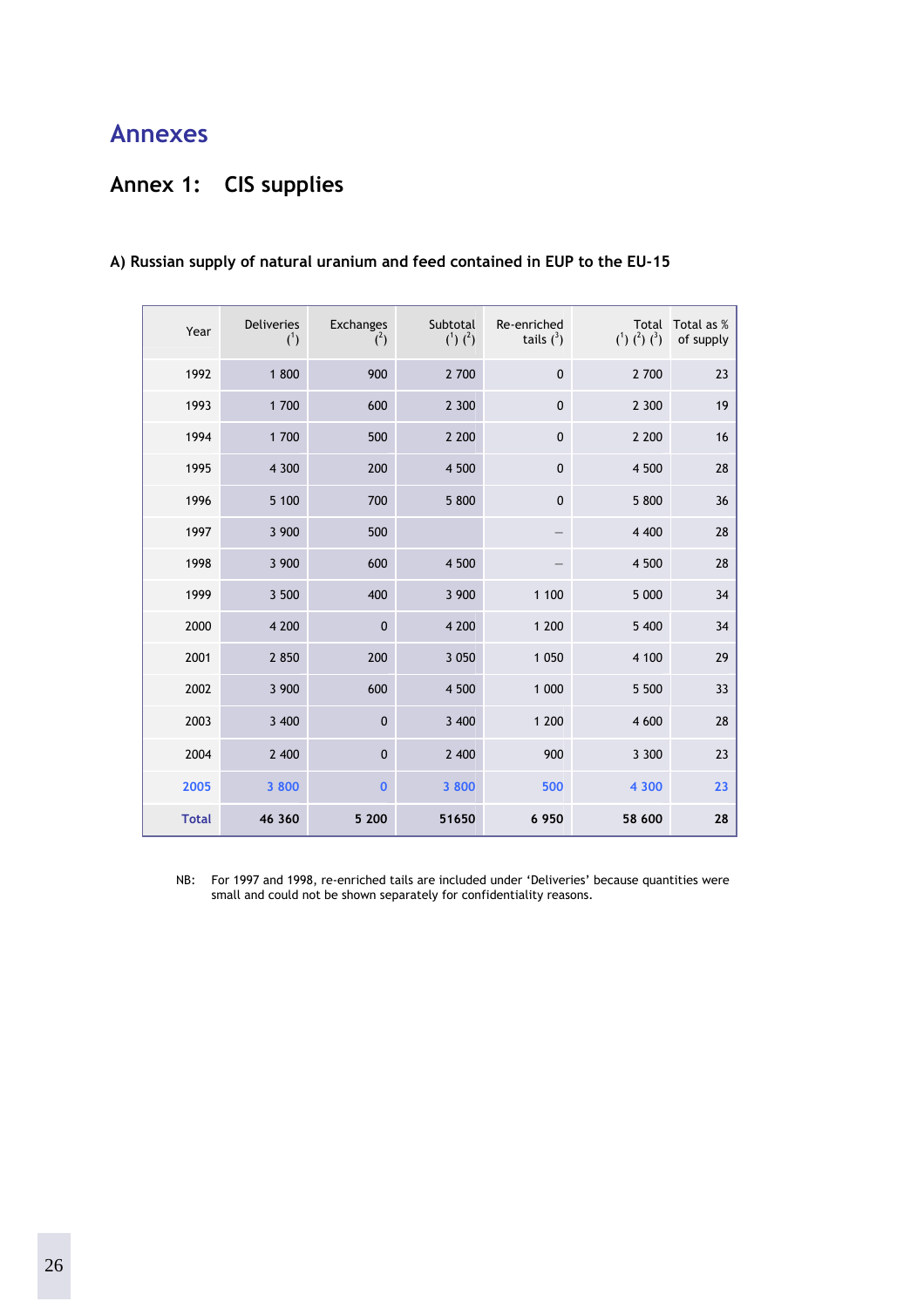# Annexes

## Annex 1: CIS supplies

### A) Russian supply of natural uranium and feed contained in EUP to the EU-15

| Year | Deliveries (1) | Exchanges (2) | Subtotal (1) (2) | Re-enriched tails (3) | Total (1) (2) (3) | Total as % of supply |
|---|---|---|---|---|---|---|
| 1992 | 1 800 | 900 | 2 700 | 0 | 2 700 | 23 |
| 1993 | 1 700 | 600 | 2 300 | 0 | 2 300 | 19 |
| 1994 | 1 700 | 500 | 2 200 | 0 | 2 200 | 16 |
| 1995 | 4 300 | 200 | 4 500 | 0 | 4 500 | 28 |
| 1996 | 5 100 | 700 | 5 800 | 0 | 5 800 | 36 |
| 1997 | 3 900 | 500 | | – | 4 400 | 28 |
| 1998 | 3 900 | 600 | 4 500 | – | 4 500 | 28 |
| 1999 | 3 500 | 400 | 3 900 | 1 100 | 5 000 | 34 |
| 2000 | 4 200 | 0 | 4 200 | 1 200 | 5 400 | 34 |
| 2001 | 2 850 | 200 | 3 050 | 1 050 | 4 100 | 29 |
| 2002 | 3 900 | 600 | 4 500 | 1 000 | 5 500 | 33 |
| 2003 | 3 400 | 0 | 3 400 | 1 200 | 4 600 | 28 |
| 2004 | 2 400 | 0 | 2 400 | 900 | 3 300 | 23 |
| 2005 | 3 800 | 0 | 3 800 | 500 | 4 300 | 23 |
| **Total** | **46 360** | **5 200** | **51650** | **6 950** | **58 600** | **28** |

NB: For 1997 and 1998, re-enriched tails are included under 'Deliveries' because quantities were small and could not be shown separately for confidentiality reasons.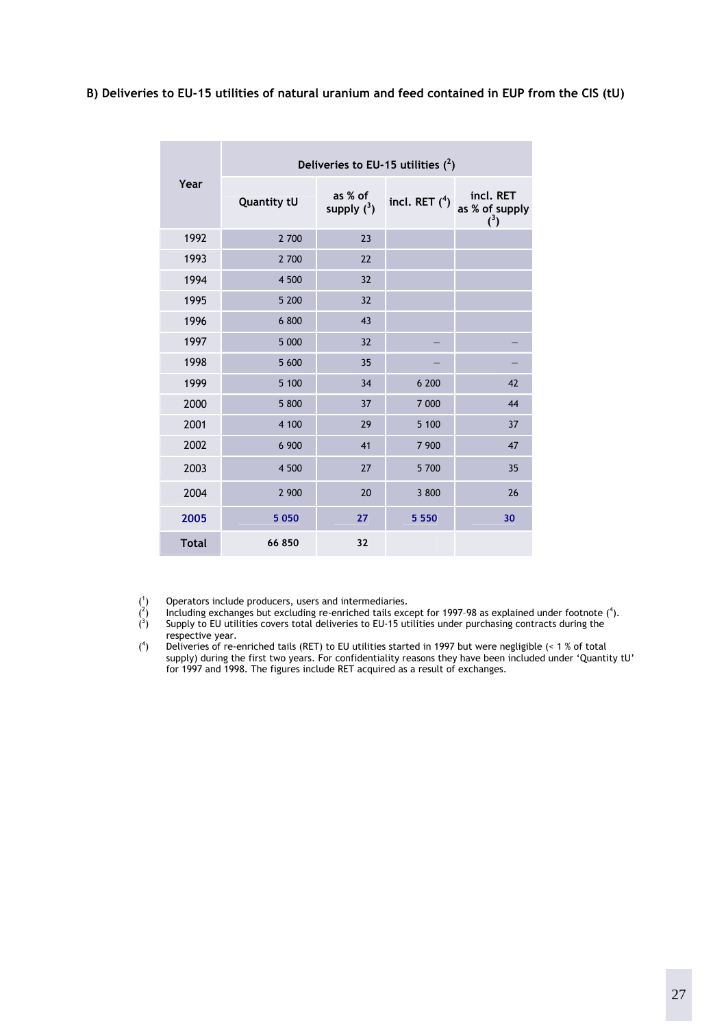**B) Deliveries to EU-15 utilities of natural uranium and feed contained in EUP from the CIS (tU)**

| Year | Deliveries to EU-15 utilities ([2]) | | | |
|---|---|---|---|---|
| | Quantity tU | as % of supply ([3]) | incl. RET ([4]) | incl. RET as % of supply ([3]) |
| 1992 | 2 700 | 23 | | |
| 1993 | 2 700 | 22 | | |
| 1994 | 4 500 | 32 | | |
| 1995 | 5 200 | 32 | | |
| 1996 | 6 800 | 43 | | |
| 1997 | 5 000 | 32 | – | – |
| 1998 | 5 600 | 35 | – | – |
| 1999 | 5 100 | 34 | 6 200 | 42 |
| 2000 | 5 800 | 37 | 7 000 | 44 |
| 2001 | 4 100 | 29 | 5 100 | 37 |
| 2002 | 6 900 | 41 | 7 900 | 47 |
| 2003 | 4 500 | 27 | 5 700 | 35 |
| 2004 | 2 900 | 20 | 3 800 | 26 |
| **2005** | **5 050** | **27** | **5 550** | **30** |
| **Total** | 66 850 | 32 | | |

([1]) Operators include producers, users and intermediaries.
([2]) Including exchanges but excluding re-enriched tails except for 1997–98 as explained under footnote ([4]).
([3]) Supply to EU utilities covers total deliveries to EU-15 utilities under purchasing contracts during the respective year.
([4]) Deliveries of re-enriched tails (RET) to EU utilities started in 1997 but were negligible (< 1 % of total supply) during the first two years. For confidentiality reasons they have been included under 'Quantity tU' for 1997 and 1998. The figures include RET acquired as a result of exchanges.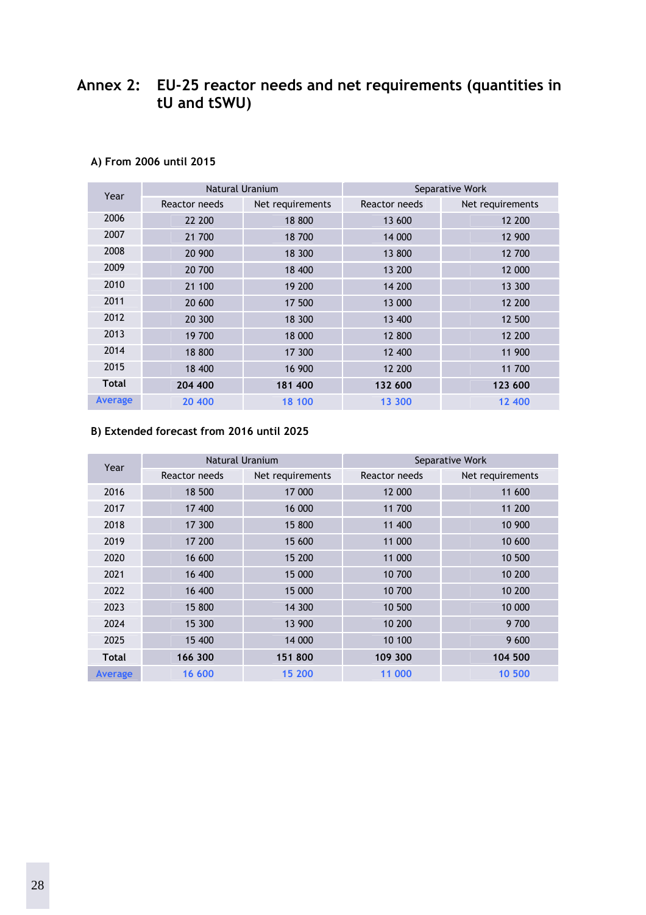# Annex 2: EU-25 reactor needs and net requirements (quantities in tU and tSWU)

### A) From 2006 until 2015

| Year | Natural Uranium | | Separative Work | |
|---|---|---|---|---|
| | Reactor needs | Net requirements | Reactor needs | Net requirements |
| 2006 | 22 200 | 18 800 | 13 600 | 12 200 |
| 2007 | 21 700 | 18 700 | 14 000 | 12 900 |
| 2008 | 20 900 | 18 300 | 13 800 | 12 700 |
| 2009 | 20 700 | 18 400 | 13 200 | 12 000 |
| 2010 | 21 100 | 19 200 | 14 200 | 13 300 |
| 2011 | 20 600 | 17 500 | 13 000 | 12 200 |
| 2012 | 20 300 | 18 300 | 13 400 | 12 500 |
| 2013 | 19 700 | 18 000 | 12 800 | 12 200 |
| 2014 | 18 800 | 17 300 | 12 400 | 11 900 |
| 2015 | 18 400 | 16 900 | 12 200 | 11 700 |
| **Total** | **204 400** | **181 400** | **132 600** | **123 600** |
| Average | 20 400 | 18 100 | 13 300 | 12 400 |

### B) Extended forecast from 2016 until 2025

| Year | Natural Uranium | | Separative Work | |
|---|---|---|---|---|
| | Reactor needs | Net requirements | Reactor needs | Net requirements |
| 2016 | 18 500 | 17 000 | 12 000 | 11 600 |
| 2017 | 17 400 | 16 000 | 11 700 | 11 200 |
| 2018 | 17 300 | 15 800 | 11 400 | 10 900 |
| 2019 | 17 200 | 15 600 | 11 000 | 10 600 |
| 2020 | 16 600 | 15 200 | 11 000 | 10 500 |
| 2021 | 16 400 | 15 000 | 10 700 | 10 200 |
| 2022 | 16 400 | 15 000 | 10 700 | 10 200 |
| 2023 | 15 800 | 14 300 | 10 500 | 10 000 |
| 2024 | 15 300 | 13 900 | 10 200 | 9 700 |
| 2025 | 15 400 | 14 000 | 10 100 | 9 600 |
| **Total** | **166 300** | **151 800** | **109 300** | **104 500** |
| Average | 16 600 | 15 200 | 11 000 | 10 500 |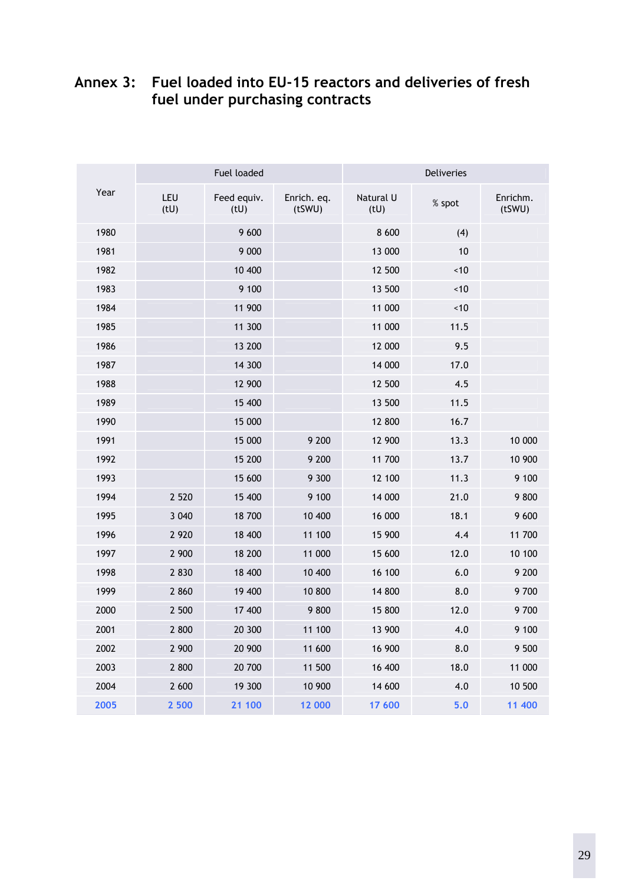## Annex 3: Fuel loaded into EU-15 reactors and deliveries of fresh fuel under purchasing contracts

| Year | Fuel loaded | | | Deliveries | | |
|---|---|---|---|---|---|---|
| | LEU (tU) | Feed equiv. (tU) | Enrich. eq. (tSWU) | Natural U (tU) | % spot | Enrichm. (tSWU) |
| 1980 | | 9 600 | | 8 600 | (4) | |
| 1981 | | 9 000 | | 13 000 | 10 | |
| 1982 | | 10 400 | | 12 500 | <10 | |
| 1983 | | 9 100 | | 13 500 | <10 | |
| 1984 | | 11 900 | | 11 000 | <10 | |
| 1985 | | 11 300 | | 11 000 | 11.5 | |
| 1986 | | 13 200 | | 12 000 | 9.5 | |
| 1987 | | 14 300 | | 14 000 | 17.0 | |
| 1988 | | 12 900 | | 12 500 | 4.5 | |
| 1989 | | 15 400 | | 13 500 | 11.5 | |
| 1990 | | 15 000 | | 12 800 | 16.7 | |
| 1991 | | 15 000 | 9 200 | 12 900 | 13.3 | 10 000 |
| 1992 | | 15 200 | 9 200 | 11 700 | 13.7 | 10 900 |
| 1993 | | 15 600 | 9 300 | 12 100 | 11.3 | 9 100 |
| 1994 | 2 520 | 15 400 | 9 100 | 14 000 | 21.0 | 9 800 |
| 1995 | 3 040 | 18 700 | 10 400 | 16 000 | 18.1 | 9 600 |
| 1996 | 2 920 | 18 400 | 11 100 | 15 900 | 4.4 | 11 700 |
| 1997 | 2 900 | 18 200 | 11 000 | 15 600 | 12.0 | 10 100 |
| 1998 | 2 830 | 18 400 | 10 400 | 16 100 | 6.0 | 9 200 |
| 1999 | 2 860 | 19 400 | 10 800 | 14 800 | 8.0 | 9 700 |
| 2000 | 2 500 | 17 400 | 9 800 | 15 800 | 12.0 | 9 700 |
| 2001 | 2 800 | 20 300 | 11 100 | 13 900 | 4.0 | 9 100 |
| 2002 | 2 900 | 20 900 | 11 600 | 16 900 | 8.0 | 9 500 |
| 2003 | 2 800 | 20 700 | 11 500 | 16 400 | 18.0 | 11 000 |
| 2004 | 2 600 | 19 300 | 10 900 | 14 600 | 4.0 | 10 500 |
| 2005 | 2 500 | 21 100 | 12 000 | 17 600 | 5.0 | 11 400 |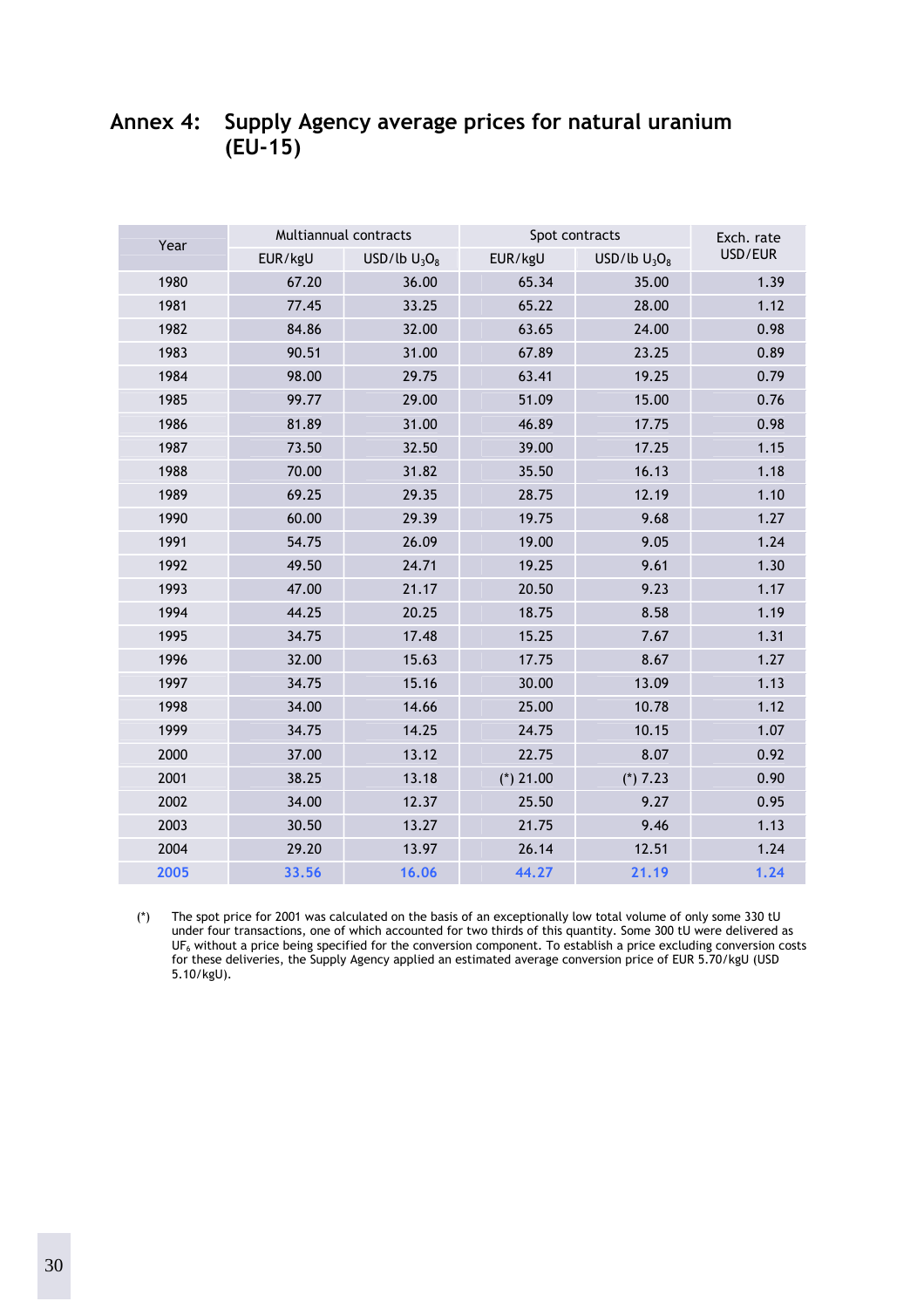# Annex 4: Supply Agency average prices for natural uranium (EU-15)

| Year | Multiannual contracts | | Spot contracts | | Exch. rate USD/EUR |
|---|---|---|---|---|---|
| | EUR/kgU | USD/lb $U_3O_8$ | EUR/kgU | USD/lb $U_3O_8$ | |
| 1980 | 67.20 | 36.00 | 65.34 | 35.00 | 1.39 |
| 1981 | 77.45 | 33.25 | 65.22 | 28.00 | 1.12 |
| 1982 | 84.86 | 32.00 | 63.65 | 24.00 | 0.98 |
| 1983 | 90.51 | 31.00 | 67.89 | 23.25 | 0.89 |
| 1984 | 98.00 | 29.75 | 63.41 | 19.25 | 0.79 |
| 1985 | 99.77 | 29.00 | 51.09 | 15.00 | 0.76 |
| 1986 | 81.89 | 31.00 | 46.89 | 17.75 | 0.98 |
| 1987 | 73.50 | 32.50 | 39.00 | 17.25 | 1.15 |
| 1988 | 70.00 | 31.82 | 35.50 | 16.13 | 1.18 |
| 1989 | 69.25 | 29.35 | 28.75 | 12.19 | 1.10 |
| 1990 | 60.00 | 29.39 | 19.75 | 9.68 | 1.27 |
| 1991 | 54.75 | 26.09 | 19.00 | 9.05 | 1.24 |
| 1992 | 49.50 | 24.71 | 19.25 | 9.61 | 1.30 |
| 1993 | 47.00 | 21.17 | 20.50 | 9.23 | 1.17 |
| 1994 | 44.25 | 20.25 | 18.75 | 8.58 | 1.19 |
| 1995 | 34.75 | 17.48 | 15.25 | 7.67 | 1.31 |
| 1996 | 32.00 | 15.63 | 17.75 | 8.67 | 1.27 |
| 1997 | 34.75 | 15.16 | 30.00 | 13.09 | 1.13 |
| 1998 | 34.00 | 14.66 | 25.00 | 10.78 | 1.12 |
| 1999 | 34.75 | 14.25 | 24.75 | 10.15 | 1.07 |
| 2000 | 37.00 | 13.12 | 22.75 | 8.07 | 0.92 |
| 2001 | 38.25 | 13.18 | (*) 21.00 | (*) 7.23 | 0.90 |
| 2002 | 34.00 | 12.37 | 25.50 | 9.27 | 0.95 |
| 2003 | 30.50 | 13.27 | 21.75 | 9.46 | 1.13 |
| 2004 | 29.20 | 13.97 | 26.14 | 12.51 | 1.24 |
| **2005** | **33.56** | **16.06** | **44.27** | **21.19** | **1.24** |

(*) The spot price for 2001 was calculated on the basis of an exceptionally low total volume of only some 330 tU under four transactions, one of which accounted for two thirds of this quantity. Some 300 tU were delivered as $UF_6$ without a price being specified for the conversion component. To establish a price excluding conversion costs for these deliveries, the Supply Agency applied an estimated average conversion price of EUR 5.70/kgU (USD 5.10/kgU).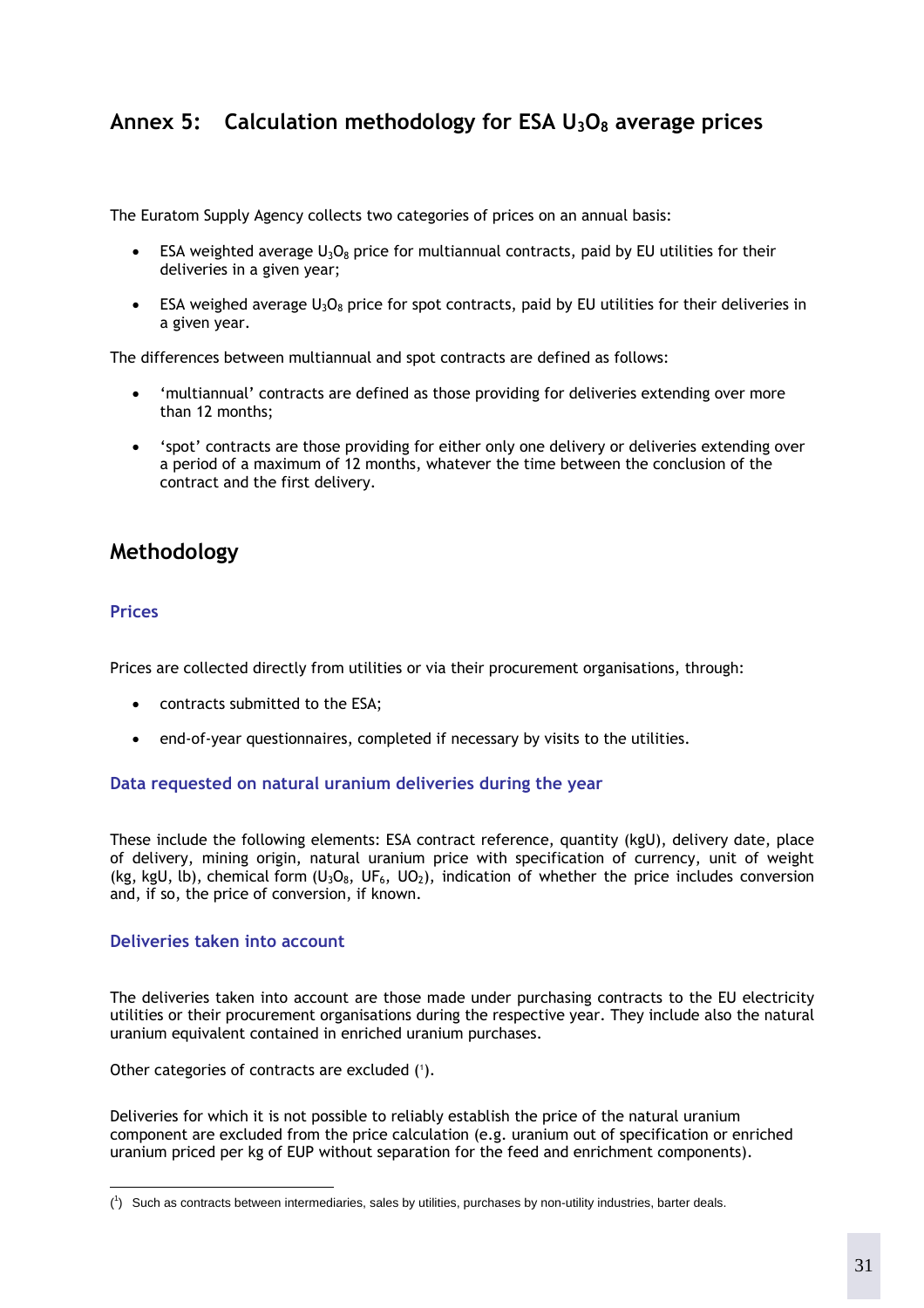# Annex 5: Calculation methodology for ESA $U_3O_8$ average prices

The Euratom Supply Agency collects two categories of prices on an annual basis:

- ESA weighted average $U_3O_8$ price for multiannual contracts, paid by EU utilities for their deliveries in a given year;
- ESA weighed average $U_3O_8$ price for spot contracts, paid by EU utilities for their deliveries in a given year.

The differences between multiannual and spot contracts are defined as follows:

- 'multiannual' contracts are defined as those providing for deliveries extending over more than 12 months;
- 'spot' contracts are those providing for either only one delivery or deliveries extending over a period of a maximum of 12 months, whatever the time between the conclusion of the contract and the first delivery.

## Methodology

### Prices

Prices are collected directly from utilities or via their procurement organisations, through:

- contracts submitted to the ESA;
- end-of-year questionnaires, completed if necessary by visits to the utilities.

### Data requested on natural uranium deliveries during the year

These include the following elements: ESA contract reference, quantity (kgU), delivery date, place of delivery, mining origin, natural uranium price with specification of currency, unit of weight (kg, kgU, lb), chemical form ($U_3O_8$, $UF_6$, $UO_2$), indication of whether the price includes conversion and, if so, the price of conversion, if known.

### Deliveries taken into account

The deliveries taken into account are those made under purchasing contracts to the EU electricity utilities or their procurement organisations during the respective year. They include also the natural uranium equivalent contained in enriched uranium purchases.

Other categories of contracts are excluded ([1]).

Deliveries for which it is not possible to reliably establish the price of the natural uranium component are excluded from the price calculation (e.g. uranium out of specification or enriched uranium priced per kg of EUP without separation for the feed and enrichment components).

---

([1]) Such as contracts between intermediaries, sales by utilities, purchases by non-utility industries, barter deals.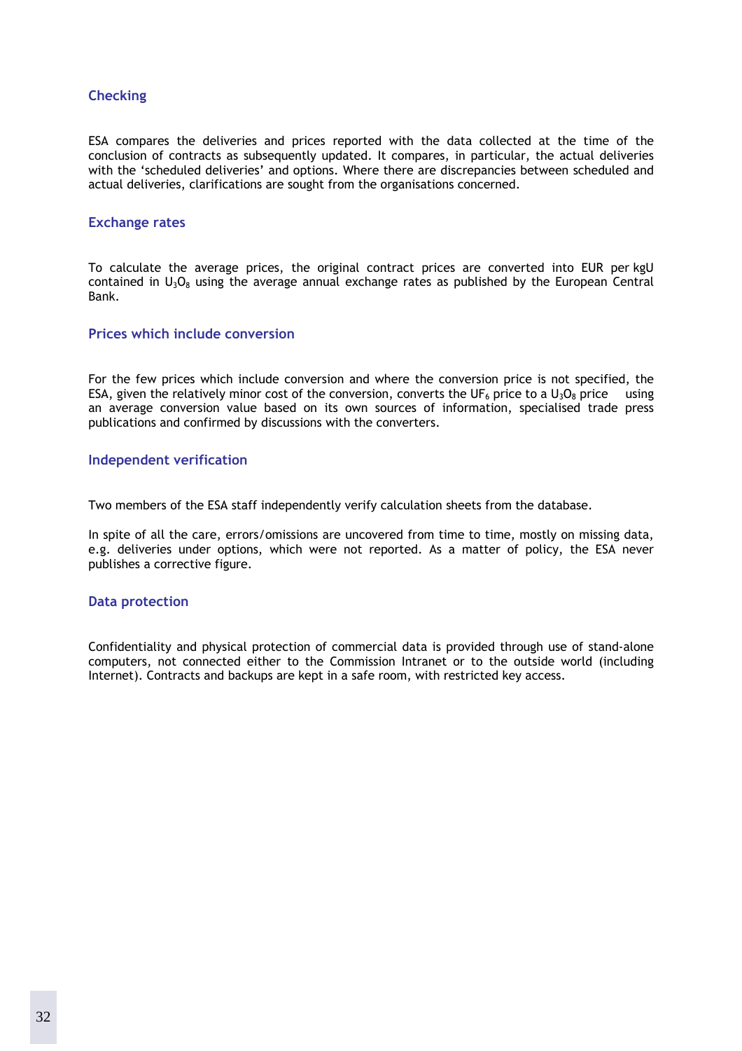### Checking

ESA compares the deliveries and prices reported with the data collected at the time of the conclusion of contracts as subsequently updated. It compares, in particular, the actual deliveries with the 'scheduled deliveries' and options. Where there are discrepancies between scheduled and actual deliveries, clarifications are sought from the organisations concerned.

### Exchange rates

To calculate the average prices, the original contract prices are converted into EUR per kgU contained in $U_3O_8$ using the average annual exchange rates as published by the European Central Bank.

### Prices which include conversion

For the few prices which include conversion and where the conversion price is not specified, the ESA, given the relatively minor cost of the conversion, converts the $UF_6$ price to a $U_3O_8$ price using an average conversion value based on its own sources of information, specialised trade press publications and confirmed by discussions with the converters.

### Independent verification

Two members of the ESA staff independently verify calculation sheets from the database.

In spite of all the care, errors/omissions are uncovered from time to time, mostly on missing data, e.g. deliveries under options, which were not reported. As a matter of policy, the ESA never publishes a corrective figure.

### Data protection

Confidentiality and physical protection of commercial data is provided through use of stand-alone computers, not connected either to the Commission Intranet or to the outside world (including Internet). Contracts and backups are kept in a safe room, with restricted key access.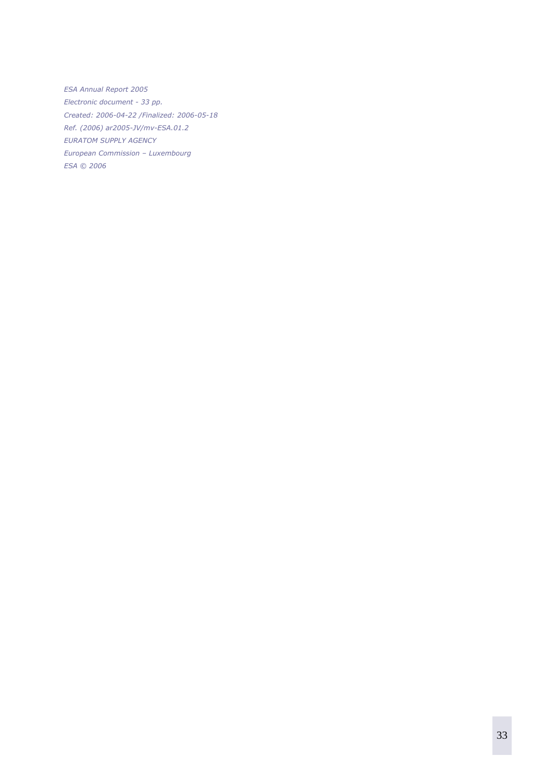*ESA Annual Report 2005*

*Electronic document - 33 pp.*

*Created: 2006-04-22 /Finalized: 2006-05-18*

*Ref. (2006) ar2005-JV/mv-ESA.01.2*

*EURATOM SUPPLY AGENCY*

*European Commission – Luxembourg*

*ESA © 2006*